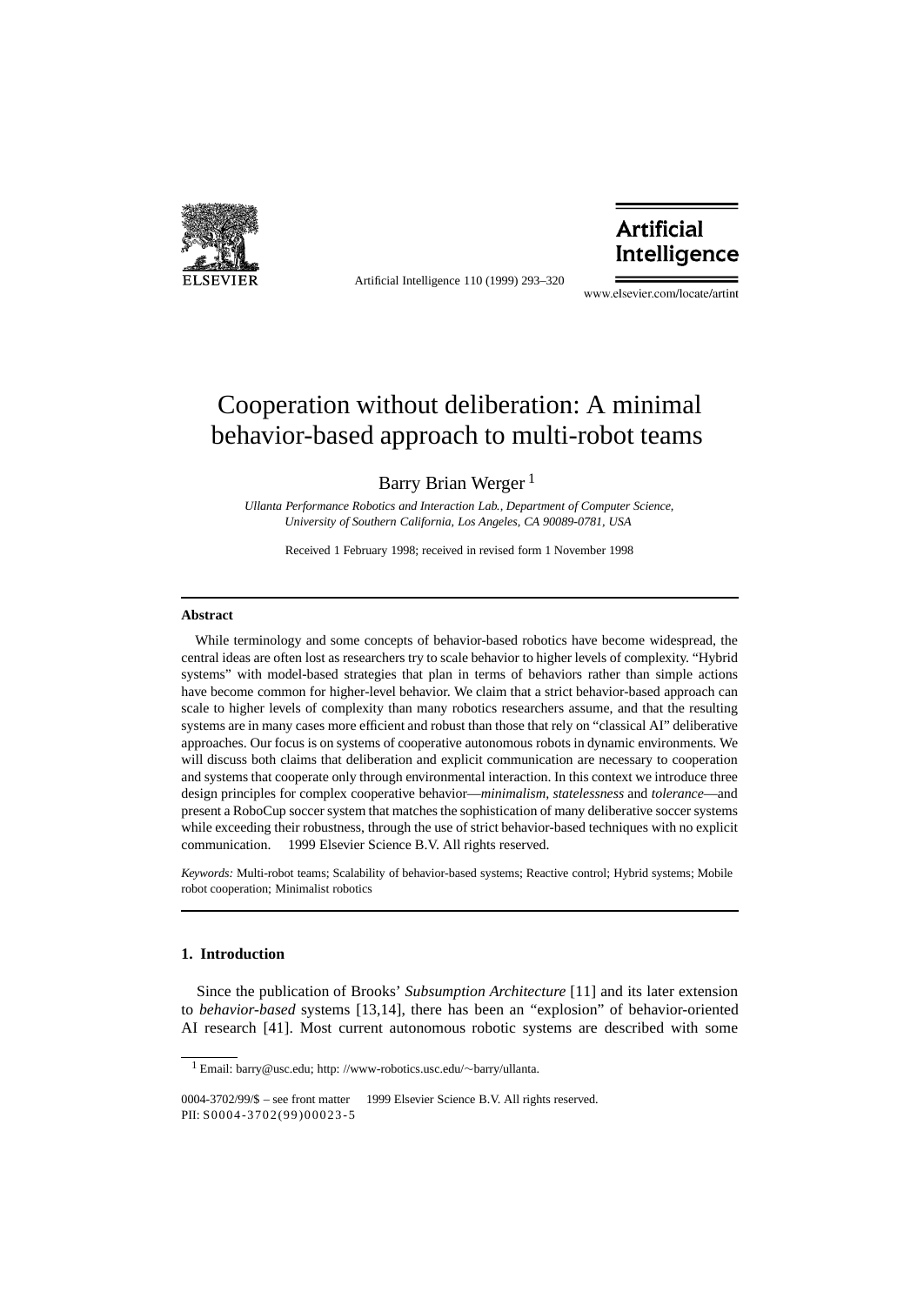# Cooperation without deliberation: A minimal behavior-based approach to multi-robot teams

Barry Brian Werger [1]

*Ullanta Performance Robotics and Interaction Lab., Department of Computer Science, University of Southern California, Los Angeles, CA 90089-0781, USA*

Received 1 February 1998; received in revised form 1 November 1998

## Abstract

While terminology and some concepts of behavior-based robotics have become widespread, the central ideas are often lost as researchers try to scale behavior to higher levels of complexity. "Hybrid systems" with model-based strategies that plan in terms of behaviors rather than simple actions have become common for higher-level behavior. We claim that a strict behavior-based approach can scale to higher levels of complexity than many robotics researchers assume, and that the resulting systems are in many cases more efficient and robust than those that rely on "classical AI" deliberative approaches. Our focus is on systems of cooperative autonomous robots in dynamic environments. We will discuss both claims that deliberation and explicit communication are necessary to cooperation and systems that cooperate only through environmental interaction. In this context we introduce three design principles for complex cooperative behavior—*minimalism*, *statelessness* and *tolerance*—and present a RoboCup soccer system that matches the sophistication of many deliberative soccer systems while exceeding their robustness, through the use of strict behavior-based techniques with no explicit communication. © 1999 Elsevier Science B.V. All rights reserved.

*Keywords:* Multi-robot teams; Scalability of behavior-based systems; Reactive control; Hybrid systems; Mobile robot cooperation; Minimalist robotics

## 1. Introduction

Since the publication of Brooks' *Subsumption Architecture* [11] and its later extension to *behavior-based* systems [13,14], there has been an "explosion" of behavior-oriented AI research [41]. Most current autonomous robotic systems are described with some

---

[1] Email: barry@usc.edu; http: //www-robotics.usc.edu/~barry/ullanta.

0004-3702/99/$ – see front matter © 1999 Elsevier Science B.V. All rights reserved.
PII: S0004-3702(99)00023-5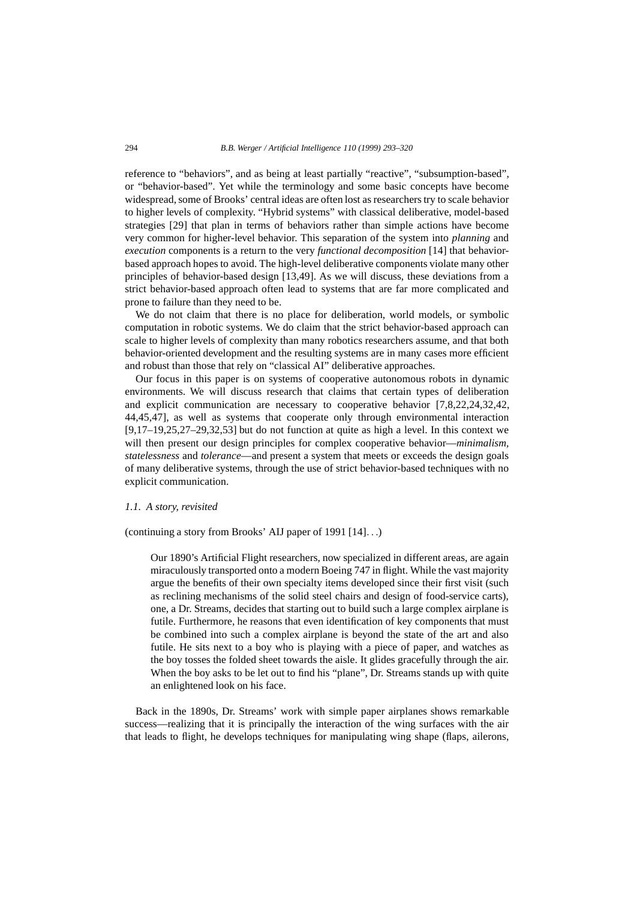reference to "behaviors", and as being at least partially "reactive", "subsumption-based", or "behavior-based". Yet while the terminology and some basic concepts have become widespread, some of Brooks' central ideas are often lost as researchers try to scale behavior to higher levels of complexity. "Hybrid systems" with classical deliberative, model-based strategies [29] that plan in terms of behaviors rather than simple actions have become very common for higher-level behavior. This separation of the system into *planning* and *execution* components is a return to the very *functional decomposition* [14] that behavior-based approach hopes to avoid. The high-level deliberative components violate many other principles of behavior-based design [13,49]. As we will discuss, these deviations from a strict behavior-based approach often lead to systems that are far more complicated and prone to failure than they need to be.

We do not claim that there is no place for deliberation, world models, or symbolic computation in robotic systems. We do claim that the strict behavior-based approach can scale to higher levels of complexity than many robotics researchers assume, and that both behavior-oriented development and the resulting systems are in many cases more efficient and robust than those that rely on "classical AI" deliberative approaches.

Our focus in this paper is on systems of cooperative autonomous robots in dynamic environments. We will discuss research that claims that certain types of deliberation and explicit communication are necessary to cooperative behavior [7,8,22,24,32,42, 44,45,47], as well as systems that cooperate only through environmental interaction [9,17–19,25,27–29,32,53] but do not function at quite as high a level. In this context we will then present our design principles for complex cooperative behavior—*minimalism*, *statelessness* and *tolerance*—and present a system that meets or exceeds the design goals of many deliberative systems, through the use of strict behavior-based techniques with no explicit communication.

### *1.1. A story, revisited*

(continuing a story from Brooks' AIJ paper of 1991 [14]...)

> Our 1890's Artificial Flight researchers, now specialized in different areas, are again miraculously transported onto a modern Boeing 747 in flight. While the vast majority argue the benefits of their own specialty items developed since their first visit (such as reclining mechanisms of the solid steel chairs and design of food-service carts), one, a Dr. Streams, decides that starting out to build such a large complex airplane is futile. Furthermore, he reasons that even identification of key components that must be combined into such a complex airplane is beyond the state of the art and also futile. He sits next to a boy who is playing with a piece of paper, and watches as the boy tosses the folded sheet towards the aisle. It glides gracefully through the air. When the boy asks to be let out to find his "plane", Dr. Streams stands up with quite an enlightened look on his face.

Back in the 1890s, Dr. Streams' work with simple paper airplanes shows remarkable success—realizing that it is principally the interaction of the wing surfaces with the air that leads to flight, he develops techniques for manipulating wing shape (flaps, ailerons,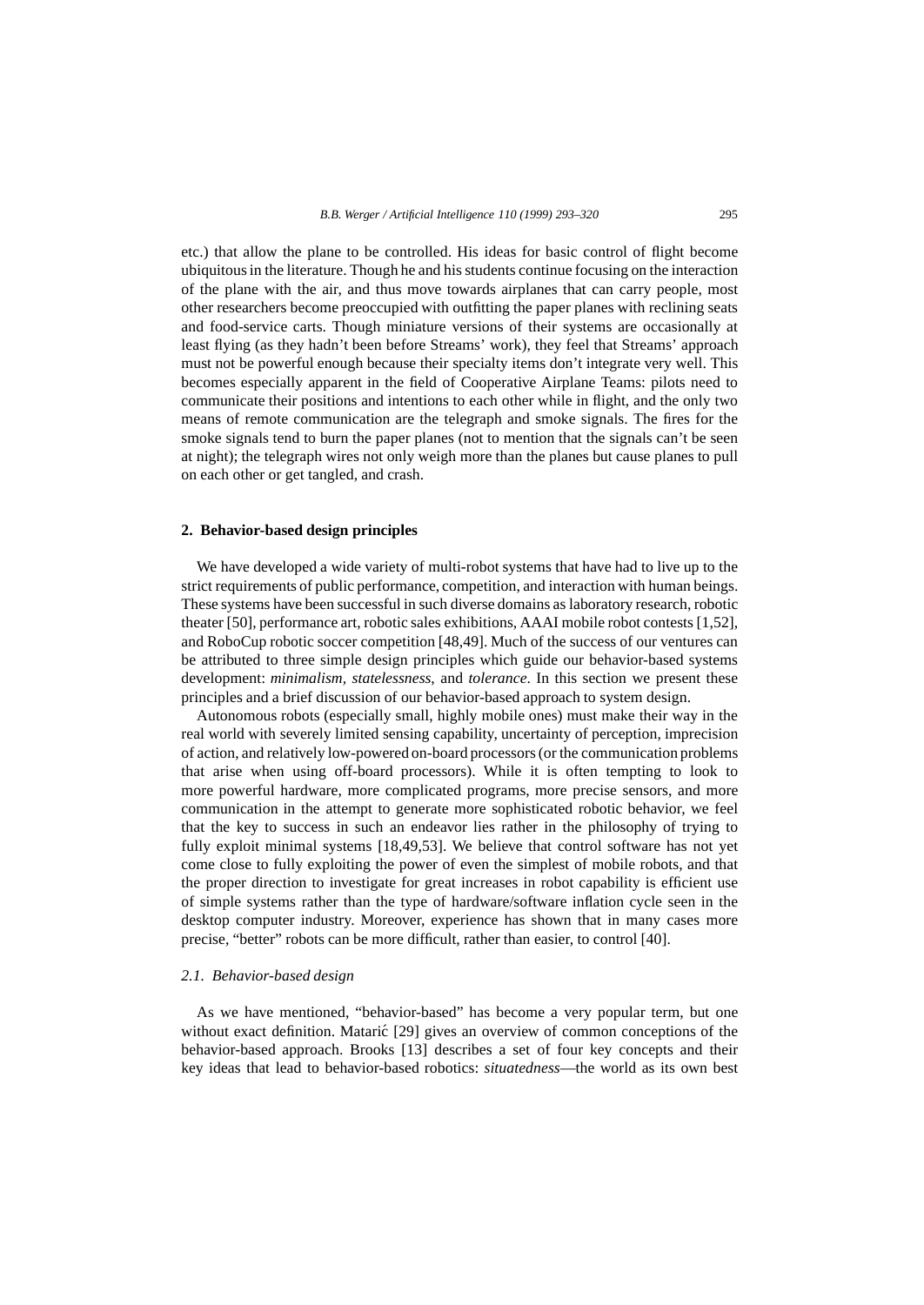etc.) that allow the plane to be controlled. His ideas for basic control of flight become ubiquitous in the literature. Though he and his students continue focusing on the interaction of the plane with the air, and thus move towards airplanes that can carry people, most other researchers become preoccupied with outfitting the paper planes with reclining seats and food-service carts. Though miniature versions of their systems are occasionally at least flying (as they hadn't been before Streams' work), they feel that Streams' approach must not be powerful enough because their specialty items don't integrate very well. This becomes especially apparent in the field of Cooperative Airplane Teams: pilots need to communicate their positions and intentions to each other while in flight, and the only two means of remote communication are the telegraph and smoke signals. The fires for the smoke signals tend to burn the paper planes (not to mention that the signals can't be seen at night); the telegraph wires not only weigh more than the planes but cause planes to pull on each other or get tangled, and crash.

## 2. Behavior-based design principles

We have developed a wide variety of multi-robot systems that have had to live up to the strict requirements of public performance, competition, and interaction with human beings. These systems have been successful in such diverse domains as laboratory research, robotic theater [50], performance art, robotic sales exhibitions, AAAI mobile robot contests [1,52], and RoboCup robotic soccer competition [48,49]. Much of the success of our ventures can be attributed to three simple design principles which guide our behavior-based systems development: *minimalism*, *statelessness*, and *tolerance*. In this section we present these principles and a brief discussion of our behavior-based approach to system design.

Autonomous robots (especially small, highly mobile ones) must make their way in the real world with severely limited sensing capability, uncertainty of perception, imprecision of action, and relatively low-powered on-board processors (or the communication problems that arise when using off-board processors). While it is often tempting to look to more powerful hardware, more complicated programs, more precise sensors, and more communication in the attempt to generate more sophisticated robotic behavior, we feel that the key to success in such an endeavor lies rather in the philosophy of trying to fully exploit minimal systems [18,49,53]. We believe that control software has not yet come close to fully exploiting the power of even the simplest of mobile robots, and that the proper direction to investigate for great increases in robot capability is efficient use of simple systems rather than the type of hardware/software inflation cycle seen in the desktop computer industry. Moreover, experience has shown that in many cases more precise, "better" robots can be more difficult, rather than easier, to control [40].

### 2.1. Behavior-based design

As we have mentioned, "behavior-based" has become a very popular term, but one without exact definition. Matarić [29] gives an overview of common conceptions of the behavior-based approach. Brooks [13] describes a set of four key concepts and their key ideas that lead to behavior-based robotics: *situatedness*—the world as its own best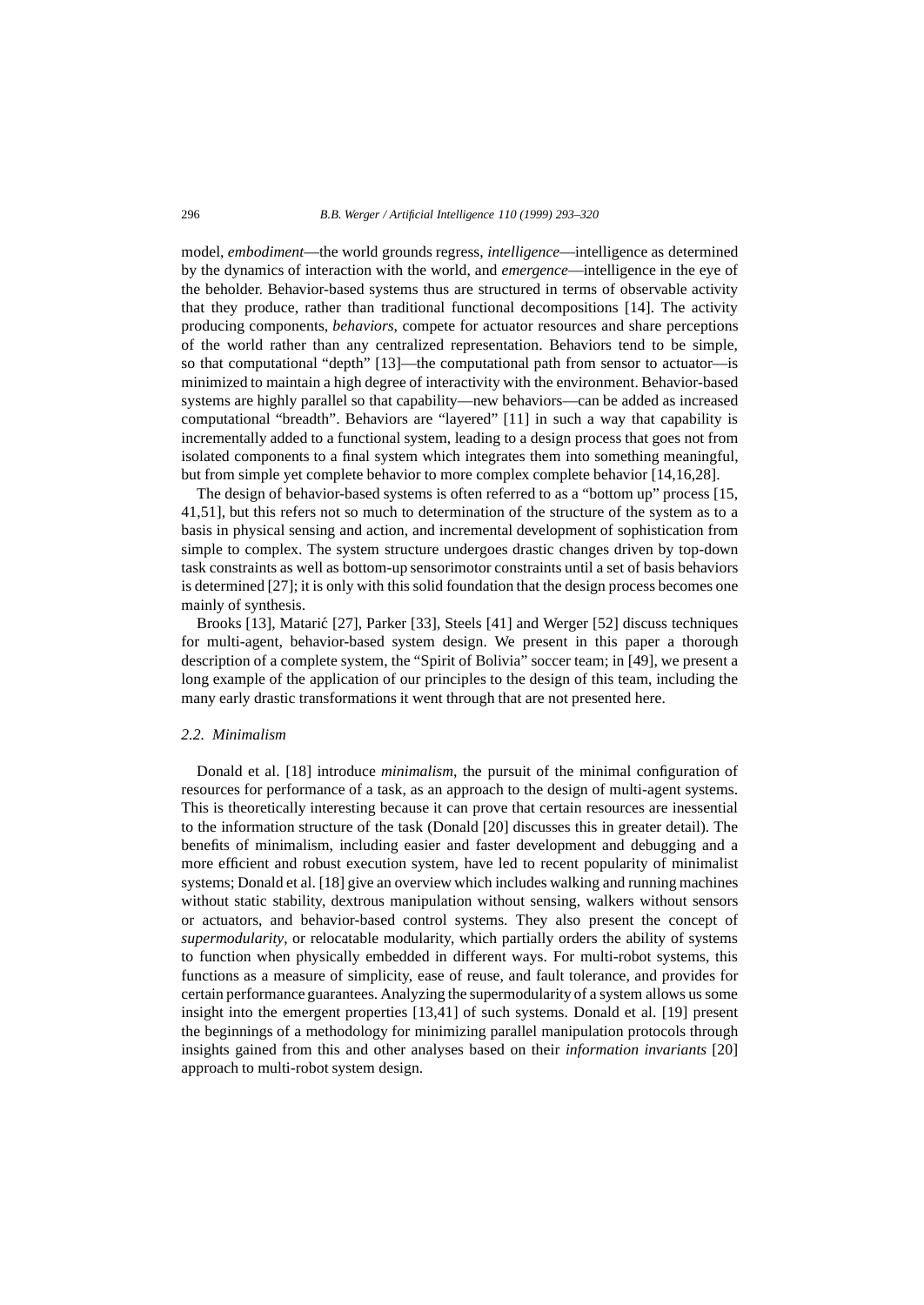model, *embodiment*—the world grounds regress, *intelligence*—intelligence as determined by the dynamics of interaction with the world, and *emergence*—intelligence in the eye of the beholder. Behavior-based systems thus are structured in terms of observable activity that they produce, rather than traditional functional decompositions [14]. The activity producing components, *behaviors*, compete for actuator resources and share perceptions of the world rather than any centralized representation. Behaviors tend to be simple, so that computational "depth" [13]—the computational path from sensor to actuator—is minimized to maintain a high degree of interactivity with the environment. Behavior-based systems are highly parallel so that capability—new behaviors—can be added as increased computational "breadth". Behaviors are "layered" [11] in such a way that capability is incrementally added to a functional system, leading to a design process that goes not from isolated components to a final system which integrates them into something meaningful, but from simple yet complete behavior to more complex complete behavior [14,16,28].

The design of behavior-based systems is often referred to as a "bottom up" process [15, 41,51], but this refers not so much to determination of the structure of the system as to a basis in physical sensing and action, and incremental development of sophistication from simple to complex. The system structure undergoes drastic changes driven by top-down task constraints as well as bottom-up sensorimotor constraints until a set of basis behaviors is determined [27]; it is only with this solid foundation that the design process becomes one mainly of synthesis.

Brooks [13], Matarić [27], Parker [33], Steels [41] and Werger [52] discuss techniques for multi-agent, behavior-based system design. We present in this paper a thorough description of a complete system, the "Spirit of Bolivia" soccer team; in [49], we present a long example of the application of our principles to the design of this team, including the many early drastic transformations it went through that are not presented here.

### *2.2. Minimalism*

Donald et al. [18] introduce *minimalism*, the pursuit of the minimal configuration of resources for performance of a task, as an approach to the design of multi-agent systems. This is theoretically interesting because it can prove that certain resources are inessential to the information structure of the task (Donald [20] discusses this in greater detail). The benefits of minimalism, including easier and faster development and debugging and a more efficient and robust execution system, have led to recent popularity of minimalist systems; Donald et al. [18] give an overview which includes walking and running machines without static stability, dextrous manipulation without sensing, walkers without sensors or actuators, and behavior-based control systems. They also present the concept of *supermodularity*, or relocatable modularity, which partially orders the ability of systems to function when physically embedded in different ways. For multi-robot systems, this functions as a measure of simplicity, ease of reuse, and fault tolerance, and provides for certain performance guarantees. Analyzing the supermodularity of a system allows us some insight into the emergent properties [13,41] of such systems. Donald et al. [19] present the beginnings of a methodology for minimizing parallel manipulation protocols through insights gained from this and other analyses based on their *information invariants* [20] approach to multi-robot system design.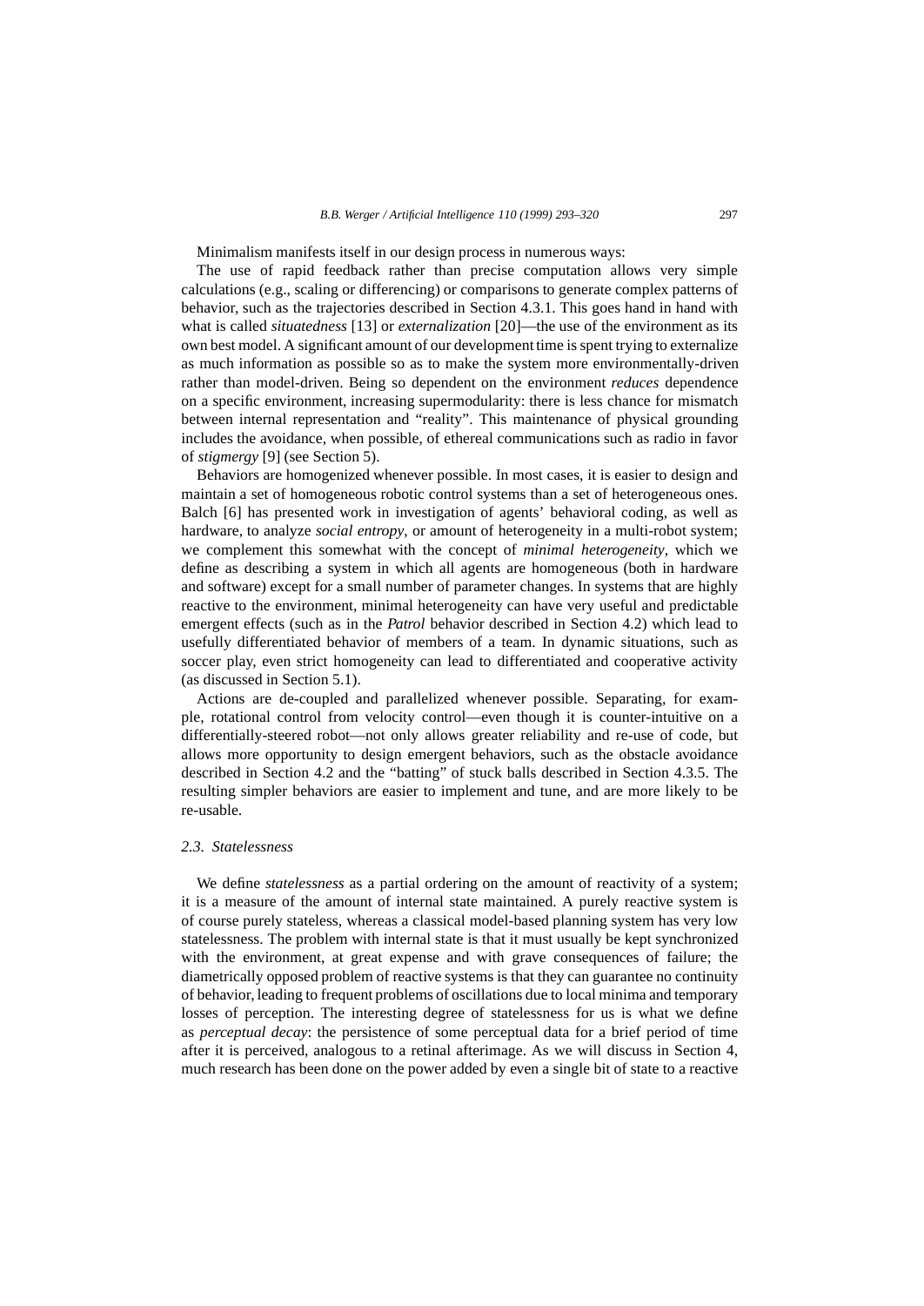Minimalism manifests itself in our design process in numerous ways:

The use of rapid feedback rather than precise computation allows very simple calculations (e.g., scaling or differencing) or comparisons to generate complex patterns of behavior, such as the trajectories described in Section 4.3.1. This goes hand in hand with what is called *situatedness* [13] or *externalization* [20]—the use of the environment as its own best model. A significant amount of our development time is spent trying to externalize as much information as possible so as to make the system more environmentally-driven rather than model-driven. Being so dependent on the environment *reduces* dependence on a specific environment, increasing supermodularity: there is less chance for mismatch between internal representation and "reality". This maintenance of physical grounding includes the avoidance, when possible, of ethereal communications such as radio in favor of *stigmergy* [9] (see Section 5).

Behaviors are homogenized whenever possible. In most cases, it is easier to design and maintain a set of homogeneous robotic control systems than a set of heterogeneous ones. Balch [6] has presented work in investigation of agents' behavioral coding, as well as hardware, to analyze *social entropy*, or amount of heterogeneity in a multi-robot system; we complement this somewhat with the concept of *minimal heterogeneity*, which we define as describing a system in which all agents are homogeneous (both in hardware and software) except for a small number of parameter changes. In systems that are highly reactive to the environment, minimal heterogeneity can have very useful and predictable emergent effects (such as in the *Patrol* behavior described in Section 4.2) which lead to usefully differentiated behavior of members of a team. In dynamic situations, such as soccer play, even strict homogeneity can lead to differentiated and cooperative activity (as discussed in Section 5.1).

Actions are de-coupled and parallelized whenever possible. Separating, for example, rotational control from velocity control—even though it is counter-intuitive on a differentially-steered robot—not only allows greater reliability and re-use of code, but allows more opportunity to design emergent behaviors, such as the obstacle avoidance described in Section 4.2 and the "batting" of stuck balls described in Section 4.3.5. The resulting simpler behaviors are easier to implement and tune, and are more likely to be re-usable.

### 2.3. Statelessness

We define *statelessness* as a partial ordering on the amount of reactivity of a system; it is a measure of the amount of internal state maintained. A purely reactive system is of course purely stateless, whereas a classical model-based planning system has very low statelessness. The problem with internal state is that it must usually be kept synchronized with the environment, at great expense and with grave consequences of failure; the diametrically opposed problem of reactive systems is that they can guarantee no continuity of behavior, leading to frequent problems of oscillations due to local minima and temporary losses of perception. The interesting degree of statelessness for us is what we define as *perceptual decay*: the persistence of some perceptual data for a brief period of time after it is perceived, analogous to a retinal afterimage. As we will discuss in Section 4, much research has been done on the power added by even a single bit of state to a reactive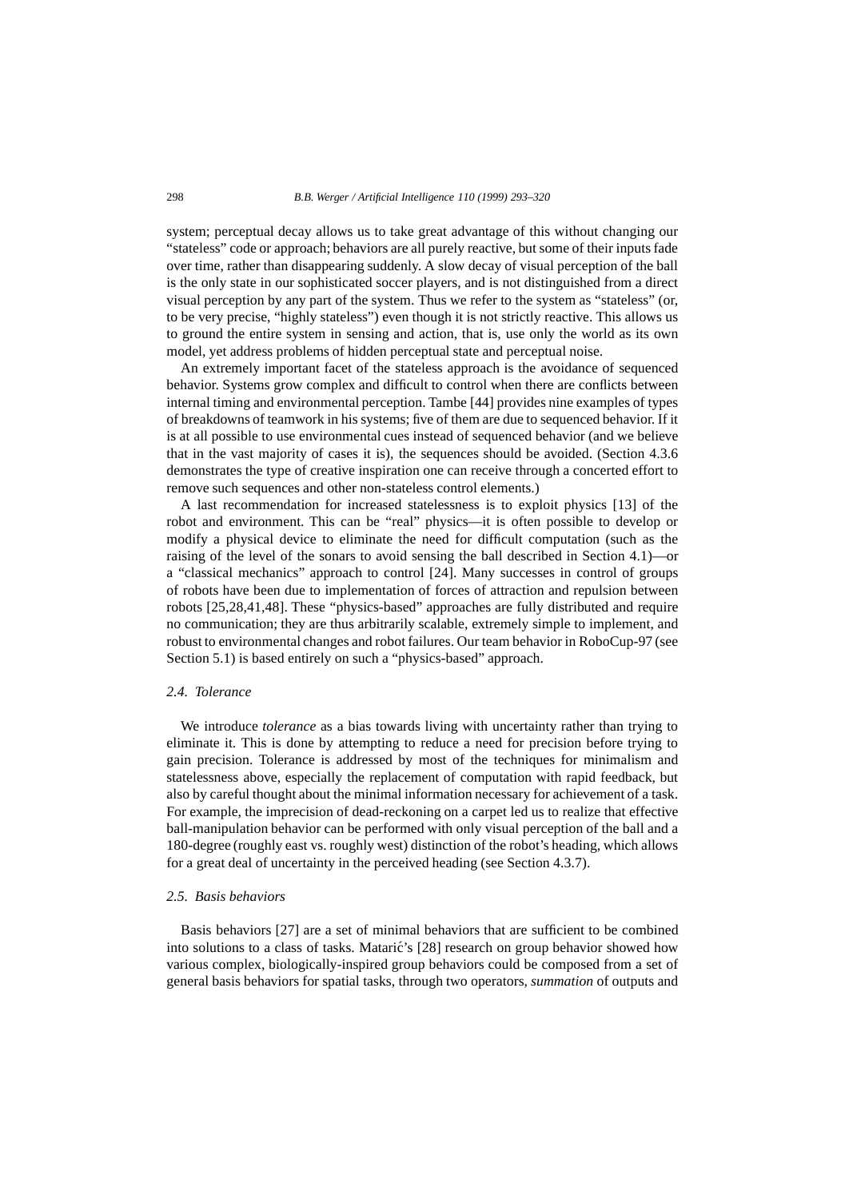system; perceptual decay allows us to take great advantage of this without changing our "stateless" code or approach; behaviors are all purely reactive, but some of their inputs fade over time, rather than disappearing suddenly. A slow decay of visual perception of the ball is the only state in our sophisticated soccer players, and is not distinguished from a direct visual perception by any part of the system. Thus we refer to the system as "stateless" (or, to be very precise, "highly stateless") even though it is not strictly reactive. This allows us to ground the entire system in sensing and action, that is, use only the world as its own model, yet address problems of hidden perceptual state and perceptual noise.

An extremely important facet of the stateless approach is the avoidance of sequenced behavior. Systems grow complex and difficult to control when there are conflicts between internal timing and environmental perception. Tambe [44] provides nine examples of types of breakdowns of teamwork in his systems; five of them are due to sequenced behavior. If it is at all possible to use environmental cues instead of sequenced behavior (and we believe that in the vast majority of cases it is), the sequences should be avoided. (Section 4.3.6 demonstrates the type of creative inspiration one can receive through a concerted effort to remove such sequences and other non-stateless control elements.)

A last recommendation for increased statelessness is to exploit physics [13] of the robot and environment. This can be "real" physics—it is often possible to develop or modify a physical device to eliminate the need for difficult computation (such as the raising of the level of the sonars to avoid sensing the ball described in Section 4.1)—or a "classical mechanics" approach to control [24]. Many successes in control of groups of robots have been due to implementation of forces of attraction and repulsion between robots [25,28,41,48]. These "physics-based" approaches are fully distributed and require no communication; they are thus arbitrarily scalable, extremely simple to implement, and robust to environmental changes and robot failures. Our team behavior in RoboCup-97 (see Section 5.1) is based entirely on such a "physics-based" approach.

### *2.4. Tolerance*

We introduce *tolerance* as a bias towards living with uncertainty rather than trying to eliminate it. This is done by attempting to reduce a need for precision before trying to gain precision. Tolerance is addressed by most of the techniques for minimalism and statelessness above, especially the replacement of computation with rapid feedback, but also by careful thought about the minimal information necessary for achievement of a task. For example, the imprecision of dead-reckoning on a carpet led us to realize that effective ball-manipulation behavior can be performed with only visual perception of the ball and a 180-degree (roughly east vs. roughly west) distinction of the robot's heading, which allows for a great deal of uncertainty in the perceived heading (see Section 4.3.7).

### *2.5. Basis behaviors*

Basis behaviors [27] are a set of minimal behaviors that are sufficient to be combined into solutions to a class of tasks. Matarić's [28] research on group behavior showed how various complex, biologically-inspired group behaviors could be composed from a set of general basis behaviors for spatial tasks, through two operators, *summation* of outputs and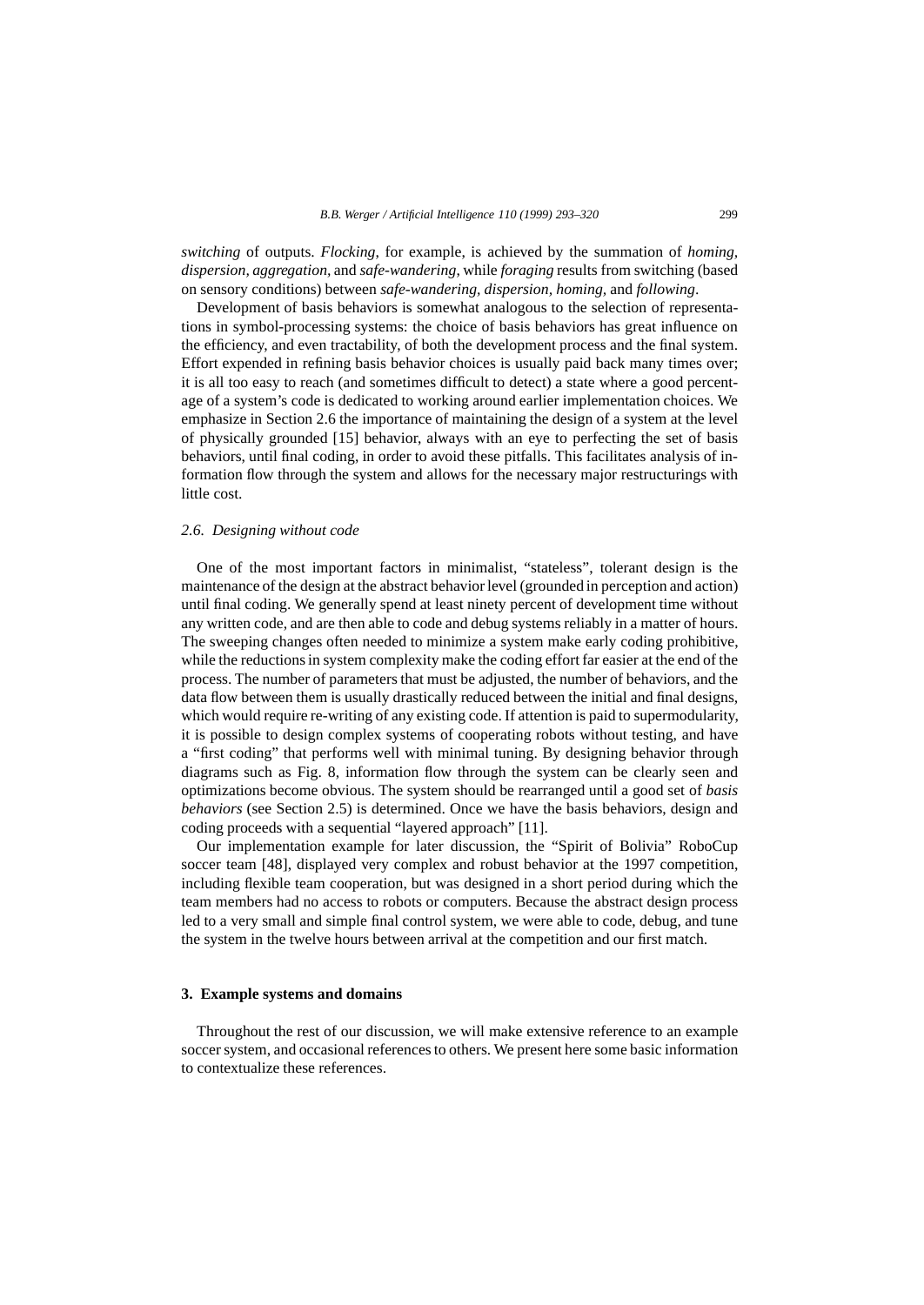*switching* of outputs. *Flocking*, for example, is achieved by the summation of *homing*, *dispersion*, *aggregation*, and *safe-wandering*, while *foraging* results from switching (based on sensory conditions) between *safe-wandering*, *dispersion*, *homing*, and *following*.

Development of basis behaviors is somewhat analogous to the selection of representations in symbol-processing systems: the choice of basis behaviors has great influence on the efficiency, and even tractability, of both the development process and the final system. Effort expended in refining basis behavior choices is usually paid back many times over; it is all too easy to reach (and sometimes difficult to detect) a state where a good percentage of a system's code is dedicated to working around earlier implementation choices. We emphasize in Section 2.6 the importance of maintaining the design of a system at the level of physically grounded [15] behavior, always with an eye to perfecting the set of basis behaviors, until final coding, in order to avoid these pitfalls. This facilitates analysis of information flow through the system and allows for the necessary major restructurings with little cost.

### *2.6. Designing without code*

One of the most important factors in minimalist, "stateless", tolerant design is the maintenance of the design at the abstract behavior level (grounded in perception and action) until final coding. We generally spend at least ninety percent of development time without any written code, and are then able to code and debug systems reliably in a matter of hours. The sweeping changes often needed to minimize a system make early coding prohibitive, while the reductions in system complexity make the coding effort far easier at the end of the process. The number of parameters that must be adjusted, the number of behaviors, and the data flow between them is usually drastically reduced between the initial and final designs, which would require re-writing of any existing code. If attention is paid to supermodularity, it is possible to design complex systems of cooperating robots without testing, and have a "first coding" that performs well with minimal tuning. By designing behavior through diagrams such as Fig. 8, information flow through the system can be clearly seen and optimizations become obvious. The system should be rearranged until a good set of *basis behaviors* (see Section 2.5) is determined. Once we have the basis behaviors, design and coding proceeds with a sequential "layered approach" [11].

Our implementation example for later discussion, the "Spirit of Bolivia" RoboCup soccer team [48], displayed very complex and robust behavior at the 1997 competition, including flexible team cooperation, but was designed in a short period during which the team members had no access to robots or computers. Because the abstract design process led to a very small and simple final control system, we were able to code, debug, and tune the system in the twelve hours between arrival at the competition and our first match.

## 3. Example systems and domains

Throughout the rest of our discussion, we will make extensive reference to an example soccer system, and occasional references to others. We present here some basic information to contextualize these references.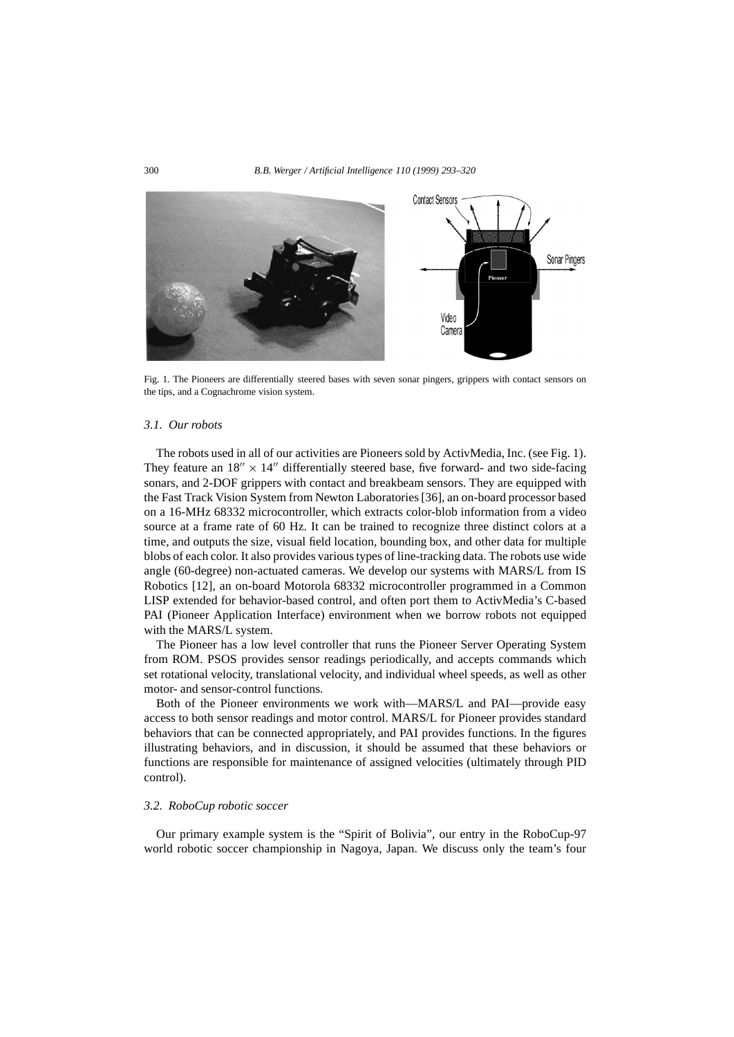Fig. 1. The Pioneers are differentially steered bases with seven sonar pingers, grippers with contact sensors on the tips, and a Cognachrome vision system.

### 3.1. *Our robots*

The robots used in all of our activities are Pioneers sold by ActivMedia, Inc. (see Fig. 1). They feature an $18'' \times 14''$ differentially steered base, five forward- and two side-facing sonars, and 2-DOF grippers with contact and breakbeam sensors. They are equipped with the Fast Track Vision System from Newton Laboratories [36], an on-board processor based on a 16-MHz 68332 microcontroller, which extracts color-blob information from a video source at a frame rate of 60 Hz. It can be trained to recognize three distinct colors at a time, and outputs the size, visual field location, bounding box, and other data for multiple blobs of each color. It also provides various types of line-tracking data. The robots use wide angle (60-degree) non-actuated cameras. We develop our systems with MARS/L from IS Robotics [12], an on-board Motorola 68332 microcontroller programmed in a Common LISP extended for behavior-based control, and often port them to ActivMedia's C-based PAI (Pioneer Application Interface) environment when we borrow robots not equipped with the MARS/L system.

The Pioneer has a low level controller that runs the Pioneer Server Operating System from ROM. PSOS provides sensor readings periodically, and accepts commands which set rotational velocity, translational velocity, and individual wheel speeds, as well as other motor- and sensor-control functions.

Both of the Pioneer environments we work with—MARS/L and PAI—provide easy access to both sensor readings and motor control. MARS/L for Pioneer provides standard behaviors that can be connected appropriately, and PAI provides functions. In the figures illustrating behaviors, and in discussion, it should be assumed that these behaviors or functions are responsible for maintenance of assigned velocities (ultimately through PID control).

### 3.2. *RoboCup robotic soccer*

Our primary example system is the "Spirit of Bolivia", our entry in the RoboCup-97 world robotic soccer championship in Nagoya, Japan. We discuss only the team's four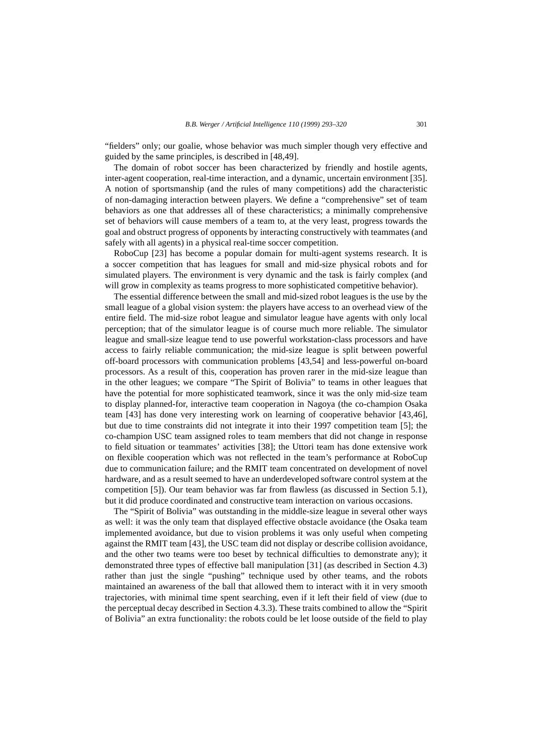"fielders" only; our goalie, whose behavior was much simpler though very effective and guided by the same principles, is described in [48,49].

The domain of robot soccer has been characterized by friendly and hostile agents, inter-agent cooperation, real-time interaction, and a dynamic, uncertain environment [35]. A notion of sportsmanship (and the rules of many competitions) add the characteristic of non-damaging interaction between players. We define a "comprehensive" set of team behaviors as one that addresses all of these characteristics; a minimally comprehensive set of behaviors will cause members of a team to, at the very least, progress towards the goal and obstruct progress of opponents by interacting constructively with teammates (and safely with all agents) in a physical real-time soccer competition.

RoboCup [23] has become a popular domain for multi-agent systems research. It is a soccer competition that has leagues for small and mid-size physical robots and for simulated players. The environment is very dynamic and the task is fairly complex (and will grow in complexity as teams progress to more sophisticated competitive behavior).

The essential difference between the small and mid-sized robot leagues is the use by the small league of a global vision system: the players have access to an overhead view of the entire field. The mid-size robot league and simulator league have agents with only local perception; that of the simulator league is of course much more reliable. The simulator league and small-size league tend to use powerful workstation-class processors and have access to fairly reliable communication; the mid-size league is split between powerful off-board processors with communication problems [43,54] and less-powerful on-board processors. As a result of this, cooperation has proven rarer in the mid-size league than in the other leagues; we compare "The Spirit of Bolivia" to teams in other leagues that have the potential for more sophisticated teamwork, since it was the only mid-size team to display planned-for, interactive team cooperation in Nagoya (the co-champion Osaka team [43] has done very interesting work on learning of cooperative behavior [43,46], but due to time constraints did not integrate it into their 1997 competition team [5]; the co-champion USC team assigned roles to team members that did not change in response to field situation or teammates' activities [38]; the Uttori team has done extensive work on flexible cooperation which was not reflected in the team's performance at RoboCup due to communication failure; and the RMIT team concentrated on development of novel hardware, and as a result seemed to have an underdeveloped software control system at the competition [5]). Our team behavior was far from flawless (as discussed in Section 5.1), but it did produce coordinated and constructive team interaction on various occasions.

The "Spirit of Bolivia" was outstanding in the middle-size league in several other ways as well: it was the only team that displayed effective obstacle avoidance (the Osaka team implemented avoidance, but due to vision problems it was only useful when competing against the RMIT team [43], the USC team did not display or describe collision avoidance, and the other two teams were too beset by technical difficulties to demonstrate any); it demonstrated three types of effective ball manipulation [31] (as described in Section 4.3) rather than just the single "pushing" technique used by other teams, and the robots maintained an awareness of the ball that allowed them to interact with it in very smooth trajectories, with minimal time spent searching, even if it left their field of view (due to the perceptual decay described in Section 4.3.3). These traits combined to allow the "Spirit of Bolivia" an extra functionality: the robots could be let loose outside of the field to play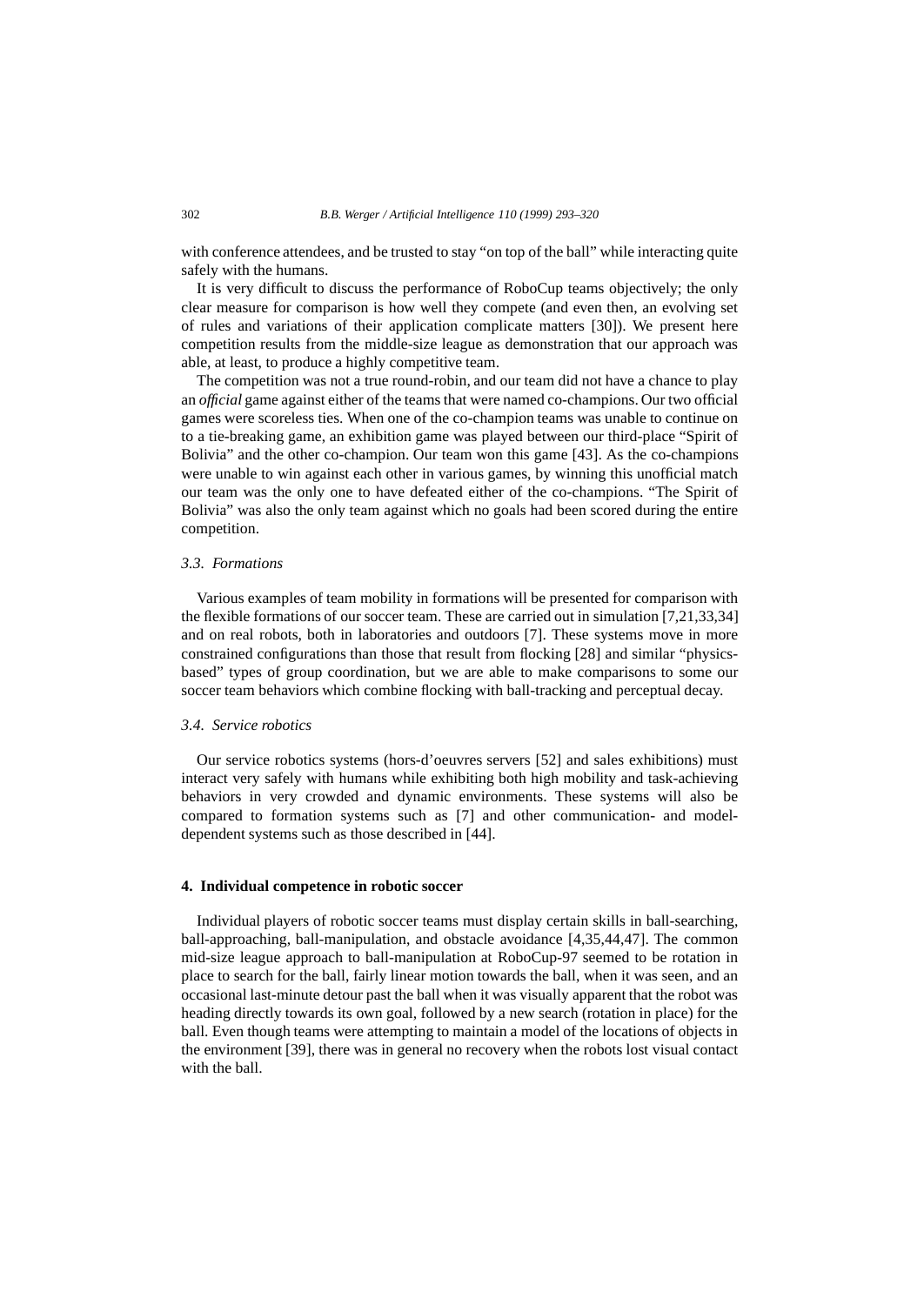with conference attendees, and be trusted to stay "on top of the ball" while interacting quite safely with the humans.

It is very difficult to discuss the performance of RoboCup teams objectively; the only clear measure for comparison is how well they compete (and even then, an evolving set of rules and variations of their application complicate matters [30]). We present here competition results from the middle-size league as demonstration that our approach was able, at least, to produce a highly competitive team.

The competition was not a true round-robin, and our team did not have a chance to play an *official* game against either of the teams that were named co-champions. Our two official games were scoreless ties. When one of the co-champion teams was unable to continue on to a tie-breaking game, an exhibition game was played between our third-place "Spirit of Bolivia" and the other co-champion. Our team won this game [43]. As the co-champions were unable to win against each other in various games, by winning this unofficial match our team was the only one to have defeated either of the co-champions. "The Spirit of Bolivia" was also the only team against which no goals had been scored during the entire competition.

### *3.3. Formations*

Various examples of team mobility in formations will be presented for comparison with the flexible formations of our soccer team. These are carried out in simulation [7,21,33,34] and on real robots, both in laboratories and outdoors [7]. These systems move in more constrained configurations than those that result from flocking [28] and similar "physics-based" types of group coordination, but we are able to make comparisons to some our soccer team behaviors which combine flocking with ball-tracking and perceptual decay.

### *3.4. Service robotics*

Our service robotics systems (hors-d'oeuvres servers [52] and sales exhibitions) must interact very safely with humans while exhibiting both high mobility and task-achieving behaviors in very crowded and dynamic environments. These systems will also be compared to formation systems such as [7] and other communication- and model-dependent systems such as those described in [44].

## **4. Individual competence in robotic soccer**

Individual players of robotic soccer teams must display certain skills in ball-searching, ball-approaching, ball-manipulation, and obstacle avoidance [4,35,44,47]. The common mid-size league approach to ball-manipulation at RoboCup-97 seemed to be rotation in place to search for the ball, fairly linear motion towards the ball, when it was seen, and an occasional last-minute detour past the ball when it was visually apparent that the robot was heading directly towards its own goal, followed by a new search (rotation in place) for the ball. Even though teams were attempting to maintain a model of the locations of objects in the environment [39], there was in general no recovery when the robots lost visual contact with the ball.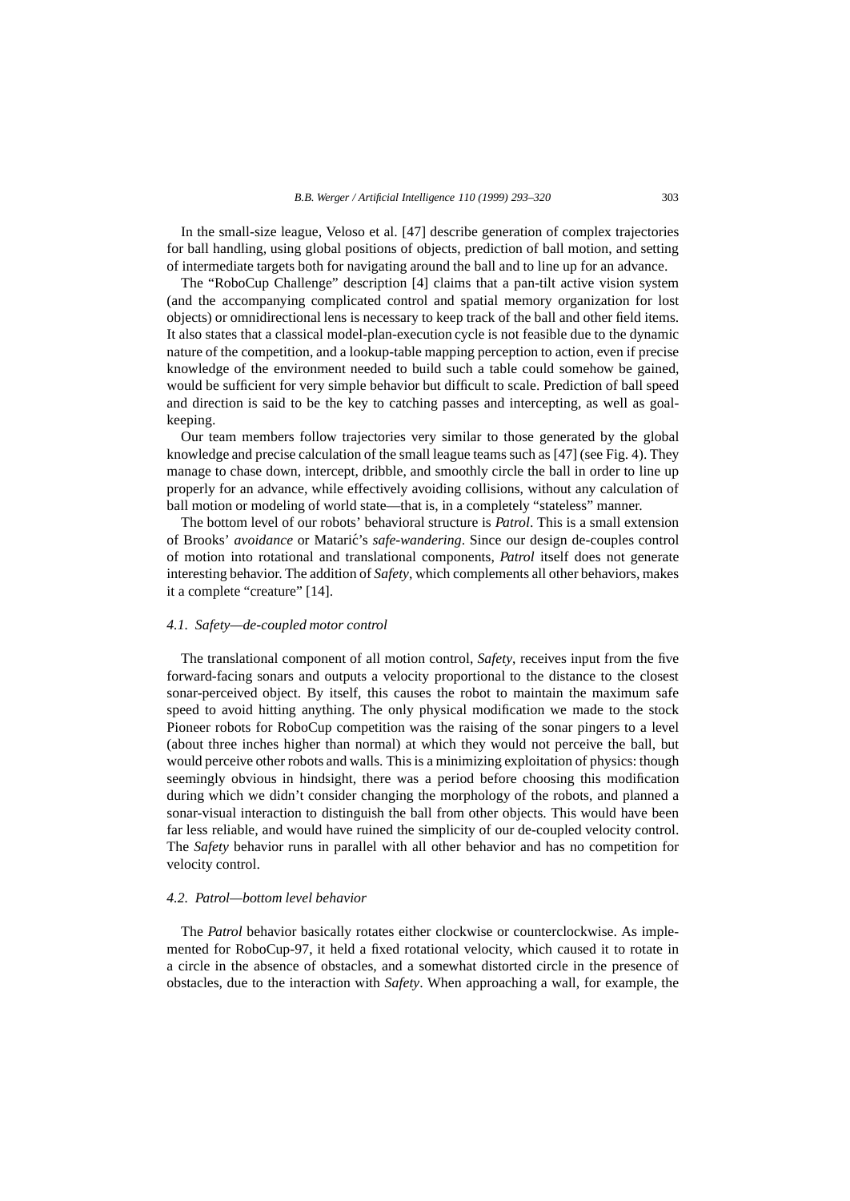In the small-size league, Veloso et al. [47] describe generation of complex trajectories for ball handling, using global positions of objects, prediction of ball motion, and setting of intermediate targets both for navigating around the ball and to line up for an advance.

The "RoboCup Challenge" description [4] claims that a pan-tilt active vision system (and the accompanying complicated control and spatial memory organization for lost objects) or omnidirectional lens is necessary to keep track of the ball and other field items. It also states that a classical model-plan-execution cycle is not feasible due to the dynamic nature of the competition, and a lookup-table mapping perception to action, even if precise knowledge of the environment needed to build such a table could somehow be gained, would be sufficient for very simple behavior but difficult to scale. Prediction of ball speed and direction is said to be the key to catching passes and intercepting, as well as goal-keeping.

Our team members follow trajectories very similar to those generated by the global knowledge and precise calculation of the small league teams such as [47] (see Fig. 4). They manage to chase down, intercept, dribble, and smoothly circle the ball in order to line up properly for an advance, while effectively avoiding collisions, without any calculation of ball motion or modeling of world state—that is, in a completely "stateless" manner.

The bottom level of our robots' behavioral structure is *Patrol*. This is a small extension of Brooks' *avoidance* or Matarić's *safe-wandering*. Since our design de-couples control of motion into rotational and translational components, *Patrol* itself does not generate interesting behavior. The addition of *Safety*, which complements all other behaviors, makes it a complete "creature" [14].

### 4.1. *Safety—de-coupled motor control*

The translational component of all motion control, *Safety*, receives input from the five forward-facing sonars and outputs a velocity proportional to the distance to the closest sonar-perceived object. By itself, this causes the robot to maintain the maximum safe speed to avoid hitting anything. The only physical modification we made to the stock Pioneer robots for RoboCup competition was the raising of the sonar pingers to a level (about three inches higher than normal) at which they would not perceive the ball, but would perceive other robots and walls. This is a minimizing exploitation of physics: though seemingly obvious in hindsight, there was a period before choosing this modification during which we didn't consider changing the morphology of the robots, and planned a sonar-visual interaction to distinguish the ball from other objects. This would have been far less reliable, and would have ruined the simplicity of our de-coupled velocity control. The *Safety* behavior runs in parallel with all other behavior and has no competition for velocity control.

### 4.2. *Patrol—bottom level behavior*

The *Patrol* behavior basically rotates either clockwise or counterclockwise. As implemented for RoboCup-97, it held a fixed rotational velocity, which caused it to rotate in a circle in the absence of obstacles, and a somewhat distorted circle in the presence of obstacles, due to the interaction with *Safety*. When approaching a wall, for example, the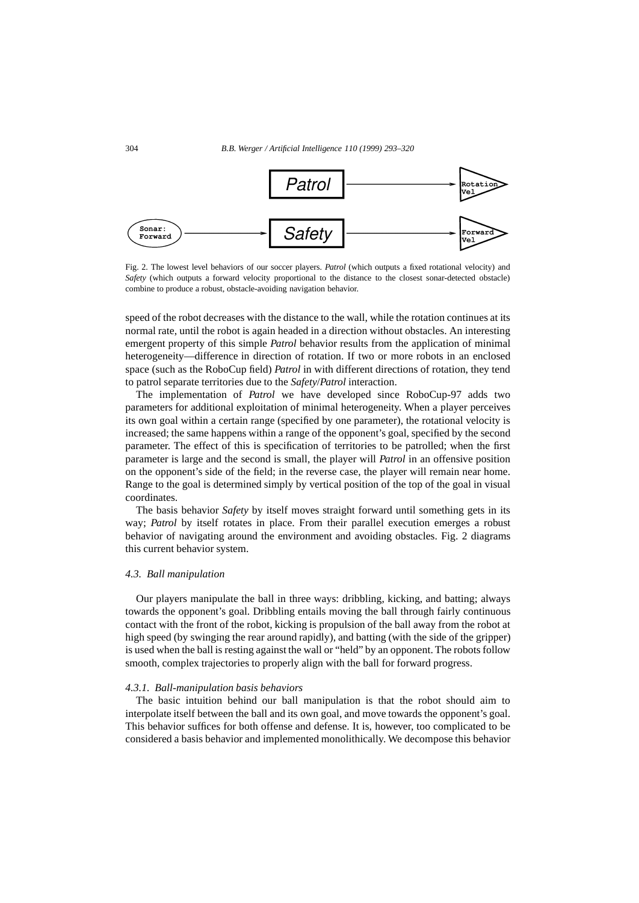Patrol

Rotation Vel

Sonar: Forward

Safety

Forward Vel

Fig. 2. The lowest level behaviors of our soccer players. *Patrol* (which outputs a fixed rotational velocity) and *Safety* (which outputs a forward velocity proportional to the distance to the closest sonar-detected obstacle) combine to produce a robust, obstacle-avoiding navigation behavior.

speed of the robot decreases with the distance to the wall, while the rotation continues at its normal rate, until the robot is again headed in a direction without obstacles. An interesting emergent property of this simple *Patrol* behavior results from the application of minimal heterogeneity—difference in direction of rotation. If two or more robots in an enclosed space (such as the RoboCup field) *Patrol* in with different directions of rotation, they tend to patrol separate territories due to the *Safety*/*Patrol* interaction.

The implementation of *Patrol* we have developed since RoboCup-97 adds two parameters for additional exploitation of minimal heterogeneity. When a player perceives its own goal within a certain range (specified by one parameter), the rotational velocity is increased; the same happens within a range of the opponent's goal, specified by the second parameter. The effect of this is specification of territories to be patrolled; when the first parameter is large and the second is small, the player will *Patrol* in an offensive position on the opponent's side of the field; in the reverse case, the player will remain near home. Range to the goal is determined simply by vertical position of the top of the goal in visual coordinates.

The basis behavior *Safety* by itself moves straight forward until something gets in its way; *Patrol* by itself rotates in place. From their parallel execution emerges a robust behavior of navigating around the environment and avoiding obstacles. Fig. 2 diagrams this current behavior system.

### *4.3. Ball manipulation*

Our players manipulate the ball in three ways: dribbling, kicking, and batting; always towards the opponent's goal. Dribbling entails moving the ball through fairly continuous contact with the front of the robot, kicking is propulsion of the ball away from the robot at high speed (by swinging the rear around rapidly), and batting (with the side of the gripper) is used when the ball is resting against the wall or "held" by an opponent. The robots follow smooth, complex trajectories to properly align with the ball for forward progress.

#### *4.3.1. Ball-manipulation basis behaviors*

The basic intuition behind our ball manipulation is that the robot should aim to interpolate itself between the ball and its own goal, and move towards the opponent's goal. This behavior suffices for both offense and defense. It is, however, too complicated to be considered a basis behavior and implemented monolithically. We decompose this behavior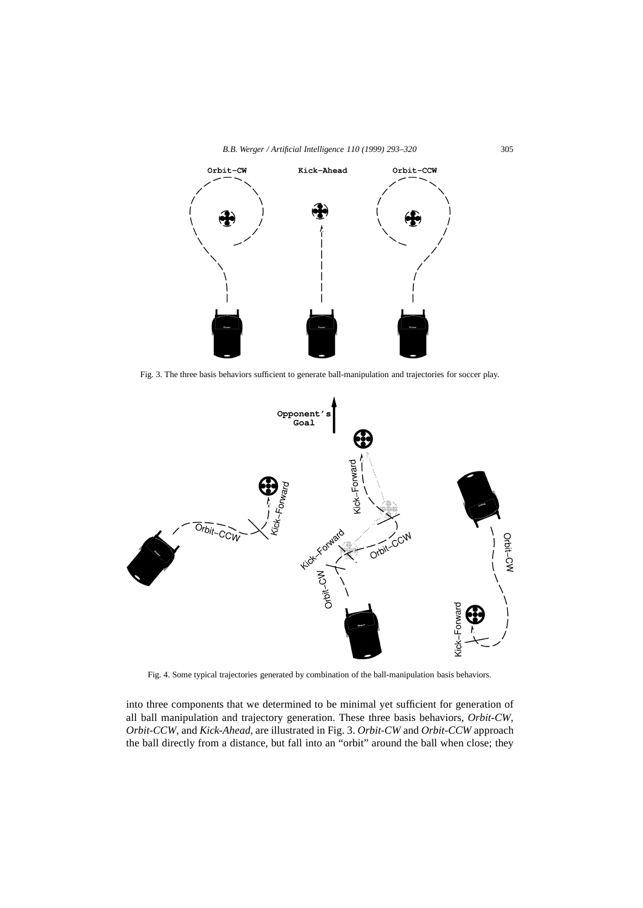Fig. 3. The three basis behaviors sufficient to generate ball-manipulation and trajectories for soccer play.

Fig. 4. Some typical trajectories generated by combination of the ball-manipulation basis behaviors.

into three components that we determined to be minimal yet sufficient for generation of all ball manipulation and trajectory generation. These three basis behaviors, *Orbit-CW*, *Orbit-CCW*, and *Kick-Ahead*, are illustrated in Fig. 3. *Orbit-CW* and *Orbit-CCW* approach the ball directly from a distance, but fall into an "orbit" around the ball when close; they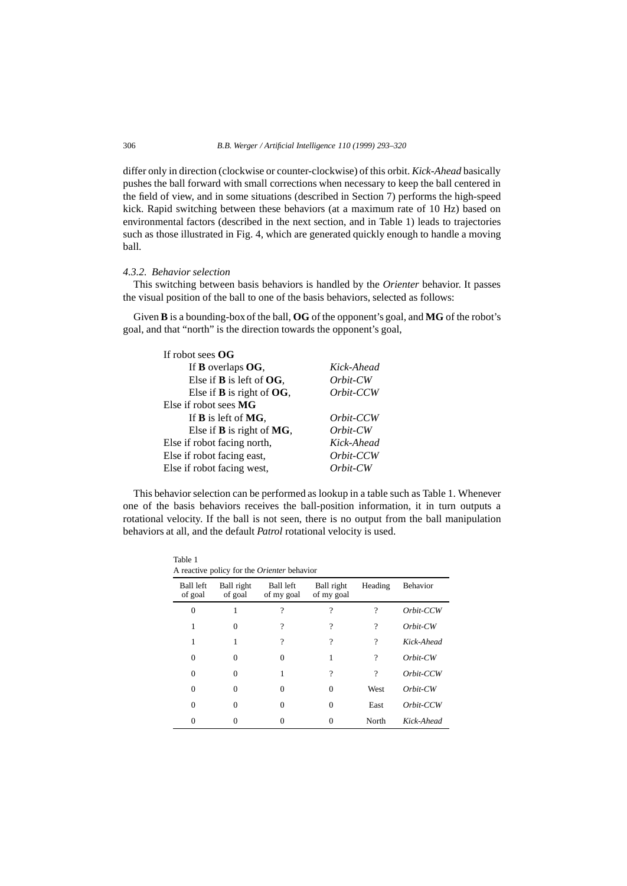differ only in direction (clockwise or counter-clockwise) of this orbit. *Kick-Ahead* basically pushes the ball forward with small corrections when necessary to keep the ball centered in the field of view, and in some situations (described in Section 7) performs the high-speed kick. Rapid switching between these behaviors (at a maximum rate of 10 Hz) based on environmental factors (described in the next section, and in Table 1) leads to trajectories such as those illustrated in Fig. 4, which are generated quickly enough to handle a moving ball.

#### *4.3.2. Behavior selection*

This switching between basis behaviors is handled by the *Orienter* behavior. It passes the visual position of the ball to one of the basis behaviors, selected as follows:

Given **B** is a bounding-box of the ball, **OG** of the opponent's goal, and **MG** of the robot's goal, and that "north" is the direction towards the opponent's goal,

| | |
|---|---|
| If robot sees **OG** | |
| &nbsp;&nbsp;&nbsp;&nbsp;If **B** overlaps **OG**, | *Kick-Ahead* |
| &nbsp;&nbsp;&nbsp;&nbsp;Else if **B** is left of **OG**, | *Orbit-CW* |
| &nbsp;&nbsp;&nbsp;&nbsp;Else if **B** is right of **OG**, | *Orbit-CCW* |
| Else if robot sees **MG** | |
| &nbsp;&nbsp;&nbsp;&nbsp;If **B** is left of **MG**, | *Orbit-CCW* |
| &nbsp;&nbsp;&nbsp;&nbsp;Else if **B** is right of **MG**, | *Orbit-CW* |
| Else if robot facing north, | *Kick-Ahead* |
| Else if robot facing east, | *Orbit-CCW* |
| Else if robot facing west, | *Orbit-CW* |

This behavior selection can be performed as lookup in a table such as Table 1. Whenever one of the basis behaviors receives the ball-position information, it in turn outputs a rotational velocity. If the ball is not seen, there is no output from the ball manipulation behaviors at all, and the default *Patrol* rotational velocity is used.

Table 1
A reactive policy for the *Orienter* behavior

| Ball left of goal | Ball right of goal | Ball left of my goal | Ball right of my goal | Heading | Behavior |
|---|---|---|---|---|---|
| 0 | 1 | ? | ? | ? | *Orbit-CCW* |
| 1 | 0 | ? | ? | ? | *Orbit-CW* |
| 1 | 1 | ? | ? | ? | *Kick-Ahead* |
| 0 | 0 | 0 | 1 | ? | *Orbit-CW* |
| 0 | 0 | 1 | ? | ? | *Orbit-CCW* |
| 0 | 0 | 0 | 0 | West | *Orbit-CW* |
| 0 | 0 | 0 | 0 | East | *Orbit-CCW* |
| 0 | 0 | 0 | 0 | North | *Kick-Ahead* |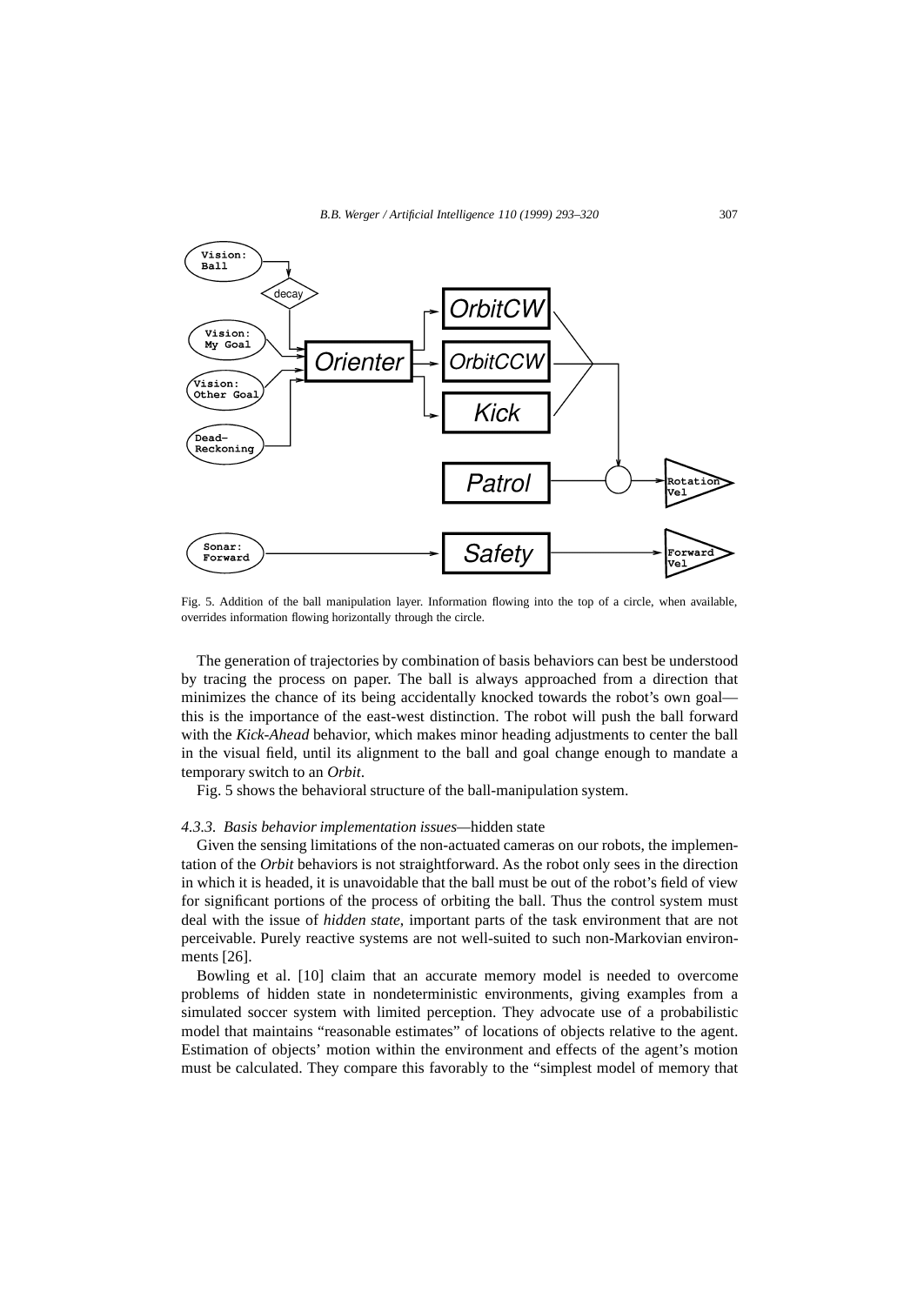Fig. 5. Addition of the ball manipulation layer. Information flowing into the top of a circle, when available, overrides information flowing horizontally through the circle.

The generation of trajectories by combination of basis behaviors can best be understood by tracing the process on paper. The ball is always approached from a direction that minimizes the chance of its being accidentally knocked towards the robot's own goal—this is the importance of the east-west distinction. The robot will push the ball forward with the *Kick-Ahead* behavior, which makes minor heading adjustments to center the ball in the visual field, until its alignment to the ball and goal change enough to mandate a temporary switch to an *Orbit*.

Fig. 5 shows the behavioral structure of the ball-manipulation system.

#### 4.3.3. *Basis behavior implementation issues*—hidden state

Given the sensing limitations of the non-actuated cameras on our robots, the implementation of the *Orbit* behaviors is not straightforward. As the robot only sees in the direction in which it is headed, it is unavoidable that the ball must be out of the robot's field of view for significant portions of the process of orbiting the ball. Thus the control system must deal with the issue of *hidden state*, important parts of the task environment that are not perceivable. Purely reactive systems are not well-suited to such non-Markovian environments [26].

Bowling et al. [10] claim that an accurate memory model is needed to overcome problems of hidden state in nondeterministic environments, giving examples from a simulated soccer system with limited perception. They advocate use of a probabilistic model that maintains "reasonable estimates" of locations of objects relative to the agent. Estimation of objects' motion within the environment and effects of the agent's motion must be calculated. They compare this favorably to the "simplest model of memory that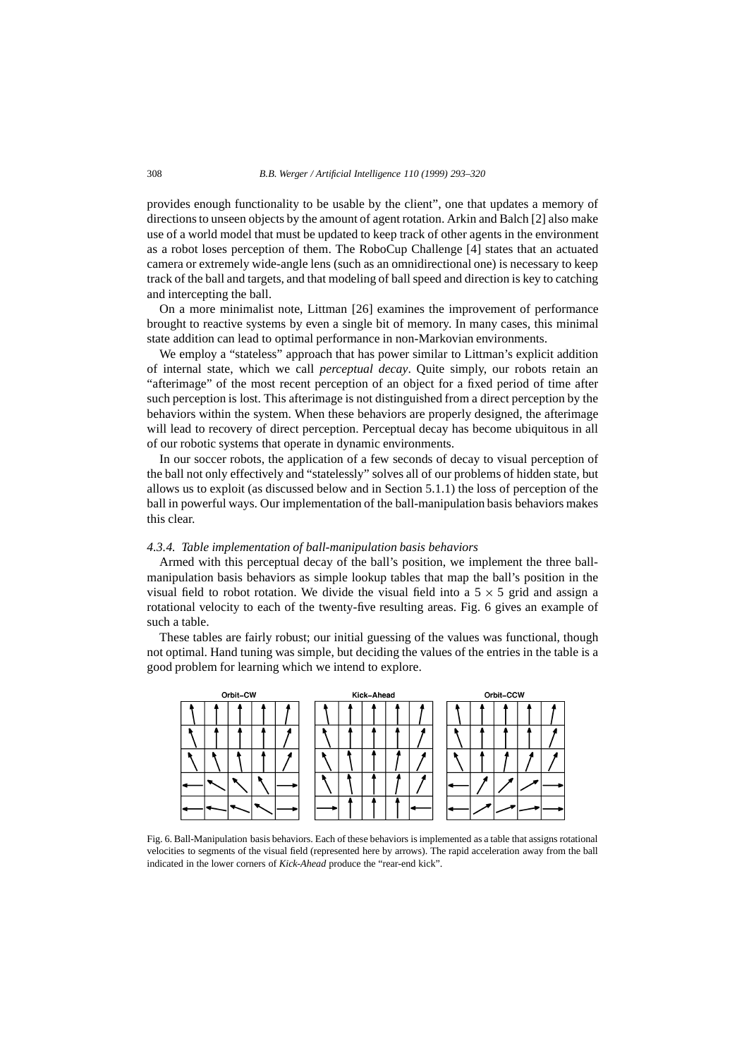provides enough functionality to be usable by the client", one that updates a memory of directions to unseen objects by the amount of agent rotation. Arkin and Balch [2] also make use of a world model that must be updated to keep track of other agents in the environment as a robot loses perception of them. The RoboCup Challenge [4] states that an actuated camera or extremely wide-angle lens (such as an omnidirectional one) is necessary to keep track of the ball and targets, and that modeling of ball speed and direction is key to catching and intercepting the ball.

On a more minimalist note, Littman [26] examines the improvement of performance brought to reactive systems by even a single bit of memory. In many cases, this minimal state addition can lead to optimal performance in non-Markovian environments.

We employ a "stateless" approach that has power similar to Littman's explicit addition of internal state, which we call *perceptual decay*. Quite simply, our robots retain an "afterimage" of the most recent perception of an object for a fixed period of time after such perception is lost. This afterimage is not distinguished from a direct perception by the behaviors within the system. When these behaviors are properly designed, the afterimage will lead to recovery of direct perception. Perceptual decay has become ubiquitous in all of our robotic systems that operate in dynamic environments.

In our soccer robots, the application of a few seconds of decay to visual perception of the ball not only effectively and "statelessly" solves all of our problems of hidden state, but allows us to exploit (as discussed below and in Section 5.1.1) the loss of perception of the ball in powerful ways. Our implementation of the ball-manipulation basis behaviors makes this clear.

#### *4.3.4. Table implementation of ball-manipulation basis behaviors*

Armed with this perceptual decay of the ball's position, we implement the three ball-manipulation basis behaviors as simple lookup tables that map the ball's position in the visual field to robot rotation. We divide the visual field into a $5 \times 5$ grid and assign a rotational velocity to each of the twenty-five resulting areas. Fig. 6 gives an example of such a table.

These tables are fairly robust; our initial guessing of the values was functional, though not optimal. Hand tuning was simple, but deciding the values of the entries in the table is a good problem for learning which we intend to explore.

Fig. 6. Ball-Manipulation basis behaviors. Each of these behaviors is implemented as a table that assigns rotational velocities to segments of the visual field (represented here by arrows). The rapid acceleration away from the ball indicated in the lower corners of *Kick-Ahead* produce the "rear-end kick".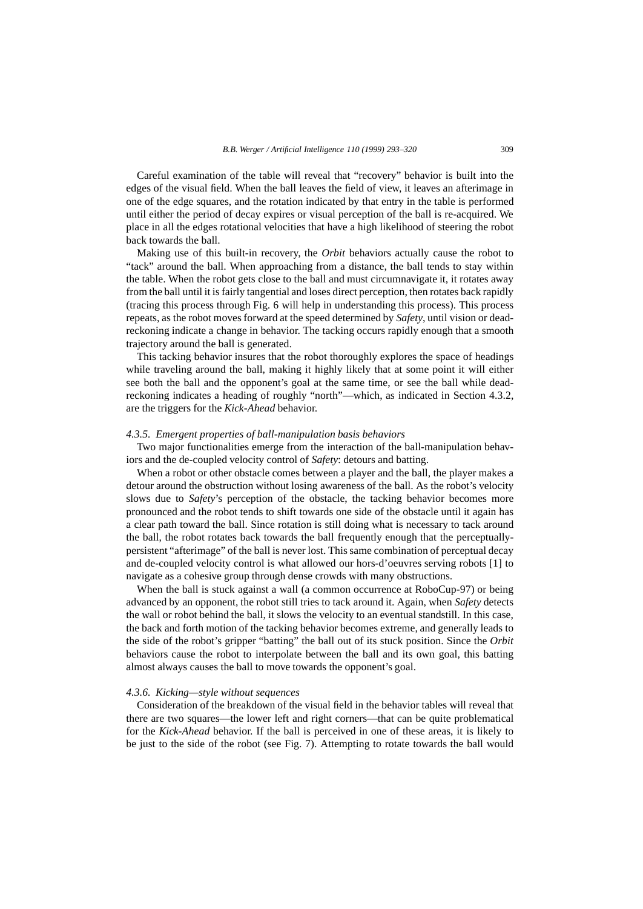Careful examination of the table will reveal that "recovery" behavior is built into the edges of the visual field. When the ball leaves the field of view, it leaves an afterimage in one of the edge squares, and the rotation indicated by that entry in the table is performed until either the period of decay expires or visual perception of the ball is re-acquired. We place in all the edges rotational velocities that have a high likelihood of steering the robot back towards the ball.

Making use of this built-in recovery, the *Orbit* behaviors actually cause the robot to "tack" around the ball. When approaching from a distance, the ball tends to stay within the table. When the robot gets close to the ball and must circumnavigate it, it rotates away from the ball until it is fairly tangential and loses direct perception, then rotates back rapidly (tracing this process through Fig. 6 will help in understanding this process). This process repeats, as the robot moves forward at the speed determined by *Safety*, until vision or dead-reckoning indicate a change in behavior. The tacking occurs rapidly enough that a smooth trajectory around the ball is generated.

This tacking behavior insures that the robot thoroughly explores the space of headings while traveling around the ball, making it highly likely that at some point it will either see both the ball and the opponent's goal at the same time, or see the ball while dead-reckoning indicates a heading of roughly "north"—which, as indicated in Section 4.3.2, are the triggers for the *Kick-Ahead* behavior.

#### *4.3.5. Emergent properties of ball-manipulation basis behaviors*

Two major functionalities emerge from the interaction of the ball-manipulation behaviors and the de-coupled velocity control of *Safety*: detours and batting.

When a robot or other obstacle comes between a player and the ball, the player makes a detour around the obstruction without losing awareness of the ball. As the robot's velocity slows due to *Safety*'s perception of the obstacle, the tacking behavior becomes more pronounced and the robot tends to shift towards one side of the obstacle until it again has a clear path toward the ball. Since rotation is still doing what is necessary to tack around the ball, the robot rotates back towards the ball frequently enough that the perceptually-persistent "afterimage" of the ball is never lost. This same combination of perceptual decay and de-coupled velocity control is what allowed our hors-d'oeuvres serving robots [1] to navigate as a cohesive group through dense crowds with many obstructions.

When the ball is stuck against a wall (a common occurrence at RoboCup-97) or being advanced by an opponent, the robot still tries to tack around it. Again, when *Safety* detects the wall or robot behind the ball, it slows the velocity to an eventual standstill. In this case, the back and forth motion of the tacking behavior becomes extreme, and generally leads to the side of the robot's gripper "batting" the ball out of its stuck position. Since the *Orbit* behaviors cause the robot to interpolate between the ball and its own goal, this batting almost always causes the ball to move towards the opponent's goal.

#### *4.3.6. Kicking—style without sequences*

Consideration of the breakdown of the visual field in the behavior tables will reveal that there are two squares—the lower left and right corners—that can be quite problematical for the *Kick-Ahead* behavior. If the ball is perceived in one of these areas, it is likely to be just to the side of the robot (see Fig. 7). Attempting to rotate towards the ball would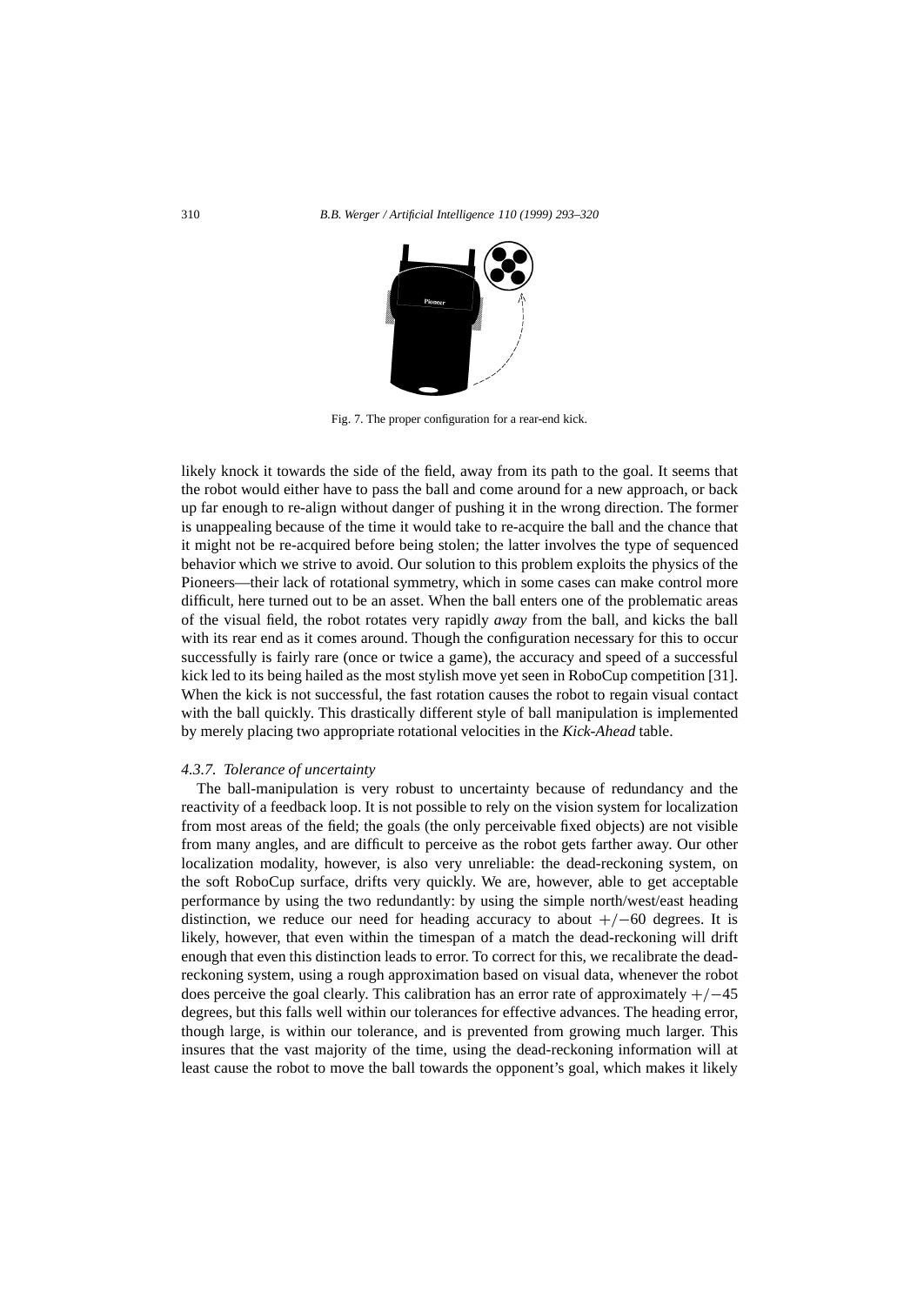Fig. 7. The proper configuration for a rear-end kick.

likely knock it towards the side of the field, away from its path to the goal. It seems that the robot would either have to pass the ball and come around for a new approach, or back up far enough to re-align without danger of pushing it in the wrong direction. The former is unappealing because of the time it would take to re-acquire the ball and the chance that it might not be re-acquired before being stolen; the latter involves the type of sequenced behavior which we strive to avoid. Our solution to this problem exploits the physics of the Pioneers—their lack of rotational symmetry, which in some cases can make control more difficult, here turned out to be an asset. When the ball enters one of the problematic areas of the visual field, the robot rotates very rapidly *away* from the ball, and kicks the ball with its rear end as it comes around. Though the configuration necessary for this to occur successfully is fairly rare (once or twice a game), the accuracy and speed of a successful kick led to its being hailed as the most stylish move yet seen in RoboCup competition [31]. When the kick is not successful, the fast rotation causes the robot to regain visual contact with the ball quickly. This drastically different style of ball manipulation is implemented by merely placing two appropriate rotational velocities in the *Kick-Ahead* table.

#### *4.3.7. Tolerance of uncertainty*

The ball-manipulation is very robust to uncertainty because of redundancy and the reactivity of a feedback loop. It is not possible to rely on the vision system for localization from most areas of the field; the goals (the only perceivable fixed objects) are not visible from many angles, and are difficult to perceive as the robot gets farther away. Our other localization modality, however, is also very unreliable: the dead-reckoning system, on the soft RoboCup surface, drifts very quickly. We are, however, able to get acceptable performance by using the two redundantly: by using the simple north/west/east heading distinction, we reduce our need for heading accuracy to about $+/-60$ degrees. It is likely, however, that even within the timespan of a match the dead-reckoning will drift enough that even this distinction leads to error. To correct for this, we recalibrate the dead-reckoning system, using a rough approximation based on visual data, whenever the robot does perceive the goal clearly. This calibration has an error rate of approximately $+/-45$ degrees, but this falls well within our tolerances for effective advances. The heading error, though large, is within our tolerance, and is prevented from growing much larger. This insures that the vast majority of the time, using the dead-reckoning information will at least cause the robot to move the ball towards the opponent's goal, which makes it likely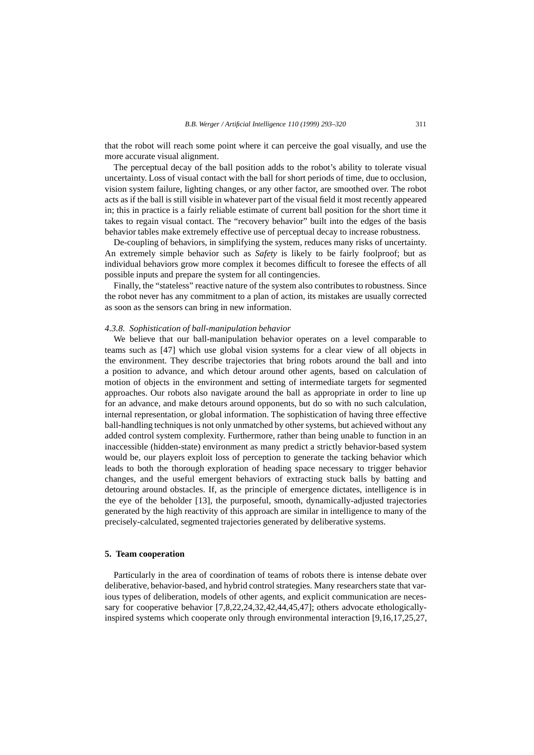that the robot will reach some point where it can perceive the goal visually, and use the more accurate visual alignment.

The perceptual decay of the ball position adds to the robot's ability to tolerate visual uncertainty. Loss of visual contact with the ball for short periods of time, due to occlusion, vision system failure, lighting changes, or any other factor, are smoothed over. The robot acts as if the ball is still visible in whatever part of the visual field it most recently appeared in; this in practice is a fairly reliable estimate of current ball position for the short time it takes to regain visual contact. The "recovery behavior" built into the edges of the basis behavior tables make extremely effective use of perceptual decay to increase robustness.

De-coupling of behaviors, in simplifying the system, reduces many risks of uncertainty. An extremely simple behavior such as *Safety* is likely to be fairly foolproof; but as individual behaviors grow more complex it becomes difficult to foresee the effects of all possible inputs and prepare the system for all contingencies.

Finally, the "stateless" reactive nature of the system also contributes to robustness. Since the robot never has any commitment to a plan of action, its mistakes are usually corrected as soon as the sensors can bring in new information.

#### *4.3.8. Sophistication of ball-manipulation behavior*

We believe that our ball-manipulation behavior operates on a level comparable to teams such as [47] which use global vision systems for a clear view of all objects in the environment. They describe trajectories that bring robots around the ball and into a position to advance, and which detour around other agents, based on calculation of motion of objects in the environment and setting of intermediate targets for segmented approaches. Our robots also navigate around the ball as appropriate in order to line up for an advance, and make detours around opponents, but do so with no such calculation, internal representation, or global information. The sophistication of having three effective ball-handling techniques is not only unmatched by other systems, but achieved without any added control system complexity. Furthermore, rather than being unable to function in an inaccessible (hidden-state) environment as many predict a strictly behavior-based system would be, our players exploit loss of perception to generate the tacking behavior which leads to both the thorough exploration of heading space necessary to trigger behavior changes, and the useful emergent behaviors of extracting stuck balls by batting and detouring around obstacles. If, as the principle of emergence dictates, intelligence is in the eye of the beholder [13], the purposeful, smooth, dynamically-adjusted trajectories generated by the high reactivity of this approach are similar in intelligence to many of the precisely-calculated, segmented trajectories generated by deliberative systems.

## **5. Team cooperation**

Particularly in the area of coordination of teams of robots there is intense debate over deliberative, behavior-based, and hybrid control strategies. Many researchers state that various types of deliberation, models of other agents, and explicit communication are necessary for cooperative behavior [7,8,22,24,32,42,44,45,47]; others advocate ethologically-inspired systems which cooperate only through environmental interaction [9,16,17,25,27,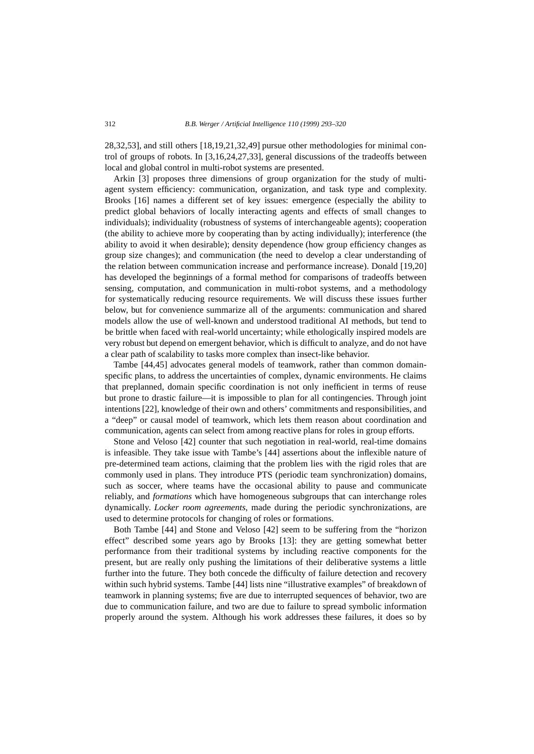28,32,53], and still others [18,19,21,32,49] pursue other methodologies for minimal control of groups of robots. In [3,16,24,27,33], general discussions of the tradeoffs between local and global control in multi-robot systems are presented.

Arkin [3] proposes three dimensions of group organization for the study of multi-agent system efficiency: communication, organization, and task type and complexity. Brooks [16] names a different set of key issues: emergence (especially the ability to predict global behaviors of locally interacting agents and effects of small changes to individuals); individuality (robustness of systems of interchangeable agents); cooperation (the ability to achieve more by cooperating than by acting individually); interference (the ability to avoid it when desirable); density dependence (how group efficiency changes as group size changes); and communication (the need to develop a clear understanding of the relation between communication increase and performance increase). Donald [19,20] has developed the beginnings of a formal method for comparisons of tradeoffs between sensing, computation, and communication in multi-robot systems, and a methodology for systematically reducing resource requirements. We will discuss these issues further below, but for convenience summarize all of the arguments: communication and shared models allow the use of well-known and understood traditional AI methods, but tend to be brittle when faced with real-world uncertainty; while ethologically inspired models are very robust but depend on emergent behavior, which is difficult to analyze, and do not have a clear path of scalability to tasks more complex than insect-like behavior.

Tambe [44,45] advocates general models of teamwork, rather than common domain-specific plans, to address the uncertainties of complex, dynamic environments. He claims that preplanned, domain specific coordination is not only inefficient in terms of reuse but prone to drastic failure—it is impossible to plan for all contingencies. Through joint intentions [22], knowledge of their own and others' commitments and responsibilities, and a "deep" or causal model of teamwork, which lets them reason about coordination and communication, agents can select from among reactive plans for roles in group efforts.

Stone and Veloso [42] counter that such negotiation in real-world, real-time domains is infeasible. They take issue with Tambe's [44] assertions about the inflexible nature of pre-determined team actions, claiming that the problem lies with the rigid roles that are commonly used in plans. They introduce PTS (periodic team synchronization) domains, such as soccer, where teams have the occasional ability to pause and communicate reliably, and *formations* which have homogeneous subgroups that can interchange roles dynamically. *Locker room agreements*, made during the periodic synchronizations, are used to determine protocols for changing of roles or formations.

Both Tambe [44] and Stone and Veloso [42] seem to be suffering from the "horizon effect" described some years ago by Brooks [13]: they are getting somewhat better performance from their traditional systems by including reactive components for the present, but are really only pushing the limitations of their deliberative systems a little further into the future. They both concede the difficulty of failure detection and recovery within such hybrid systems. Tambe [44] lists nine "illustrative examples" of breakdown of teamwork in planning systems; five are due to interrupted sequences of behavior, two are due to communication failure, and two are due to failure to spread symbolic information properly around the system. Although his work addresses these failures, it does so by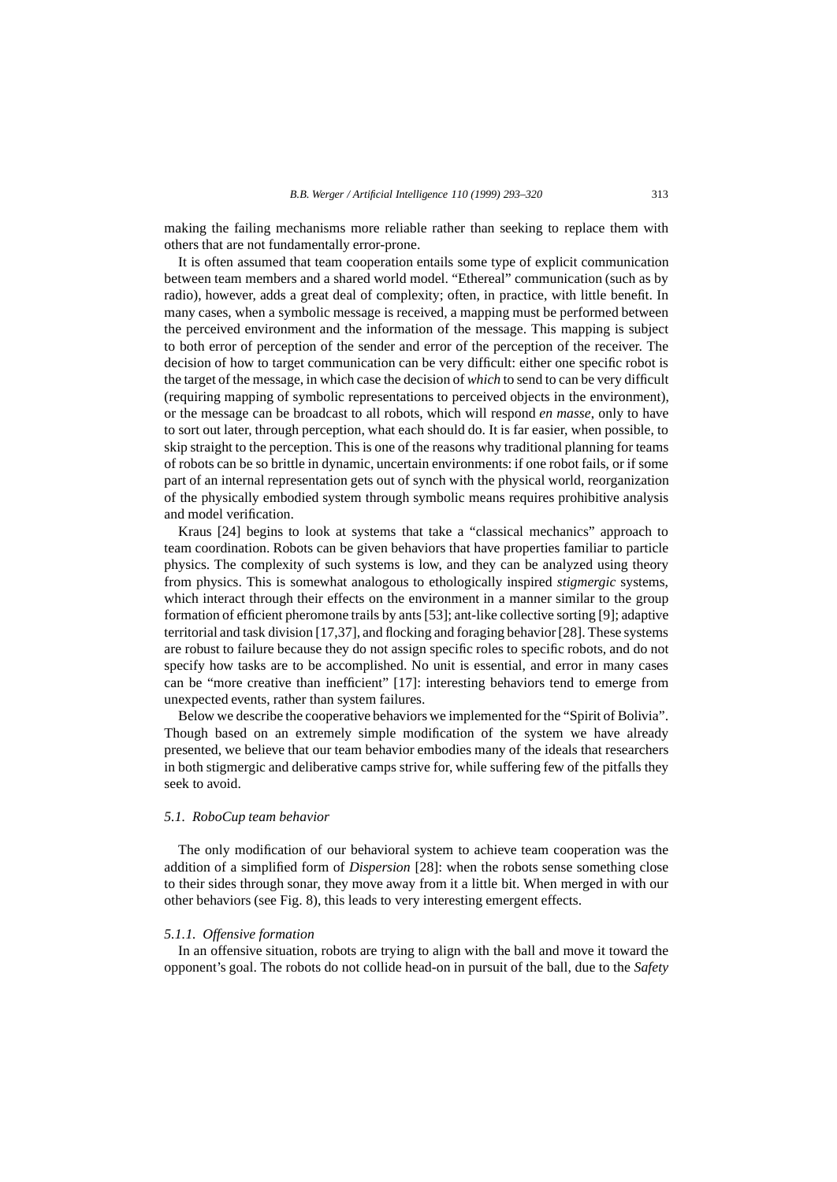making the failing mechanisms more reliable rather than seeking to replace them with others that are not fundamentally error-prone.

It is often assumed that team cooperation entails some type of explicit communication between team members and a shared world model. "Ethereal" communication (such as by radio), however, adds a great deal of complexity; often, in practice, with little benefit. In many cases, when a symbolic message is received, a mapping must be performed between the perceived environment and the information of the message. This mapping is subject to both error of perception of the sender and error of the perception of the receiver. The decision of how to target communication can be very difficult: either one specific robot is the target of the message, in which case the decision of *which* to send to can be very difficult (requiring mapping of symbolic representations to perceived objects in the environment), or the message can be broadcast to all robots, which will respond *en masse*, only to have to sort out later, through perception, what each should do. It is far easier, when possible, to skip straight to the perception. This is one of the reasons why traditional planning for teams of robots can be so brittle in dynamic, uncertain environments: if one robot fails, or if some part of an internal representation gets out of synch with the physical world, reorganization of the physically embodied system through symbolic means requires prohibitive analysis and model verification.

Kraus [24] begins to look at systems that take a "classical mechanics" approach to team coordination. Robots can be given behaviors that have properties familiar to particle physics. The complexity of such systems is low, and they can be analyzed using theory from physics. This is somewhat analogous to ethologically inspired *stigmergic* systems, which interact through their effects on the environment in a manner similar to the group formation of efficient pheromone trails by ants [53]; ant-like collective sorting [9]; adaptive territorial and task division [17,37], and flocking and foraging behavior [28]. These systems are robust to failure because they do not assign specific roles to specific robots, and do not specify how tasks are to be accomplished. No unit is essential, and error in many cases can be "more creative than inefficient" [17]: interesting behaviors tend to emerge from unexpected events, rather than system failures.

Below we describe the cooperative behaviors we implemented for the "Spirit of Bolivia". Though based on an extremely simple modification of the system we have already presented, we believe that our team behavior embodies many of the ideals that researchers in both stigmergic and deliberative camps strive for, while suffering few of the pitfalls they seek to avoid.

### 5.1. RoboCup team behavior

The only modification of our behavioral system to achieve team cooperation was the addition of a simplified form of *Dispersion* [28]: when the robots sense something close to their sides through sonar, they move away from it a little bit. When merged in with our other behaviors (see Fig. 8), this leads to very interesting emergent effects.

#### 5.1.1. Offensive formation

In an offensive situation, robots are trying to align with the ball and move it toward the opponent's goal. The robots do not collide head-on in pursuit of the ball, due to the *Safety*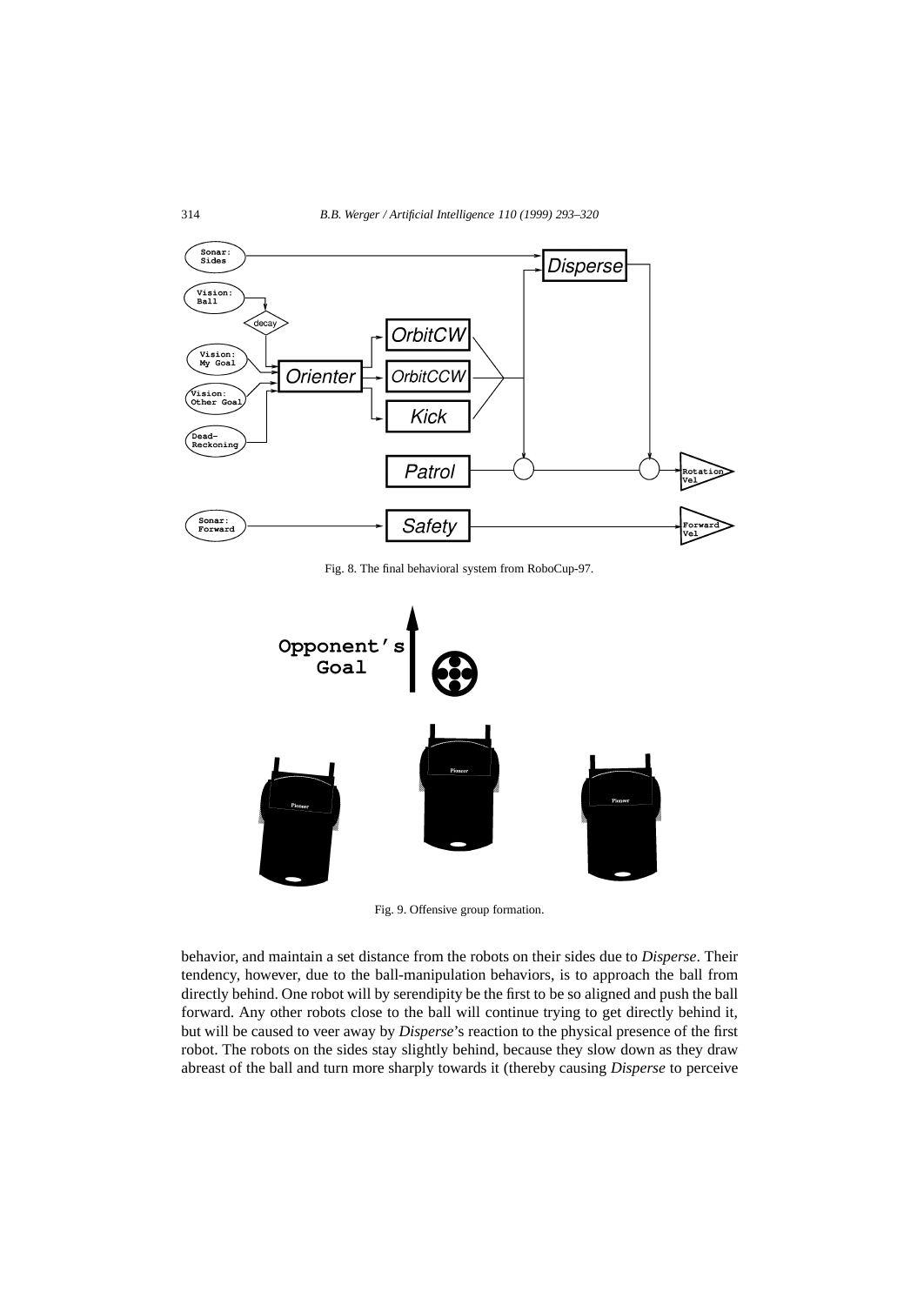Fig. 8. The final behavioral system from RoboCup-97.

Fig. 9. Offensive group formation.

behavior, and maintain a set distance from the robots on their sides due to *Disperse*. Their tendency, however, due to the ball-manipulation behaviors, is to approach the ball from directly behind. One robot will by serendipity be the first to be so aligned and push the ball forward. Any other robots close to the ball will continue trying to get directly behind it, but will be caused to veer away by *Disperse*'s reaction to the physical presence of the first robot. The robots on the sides stay slightly behind, because they slow down as they draw abreast of the ball and turn more sharply towards it (thereby causing *Disperse* to perceive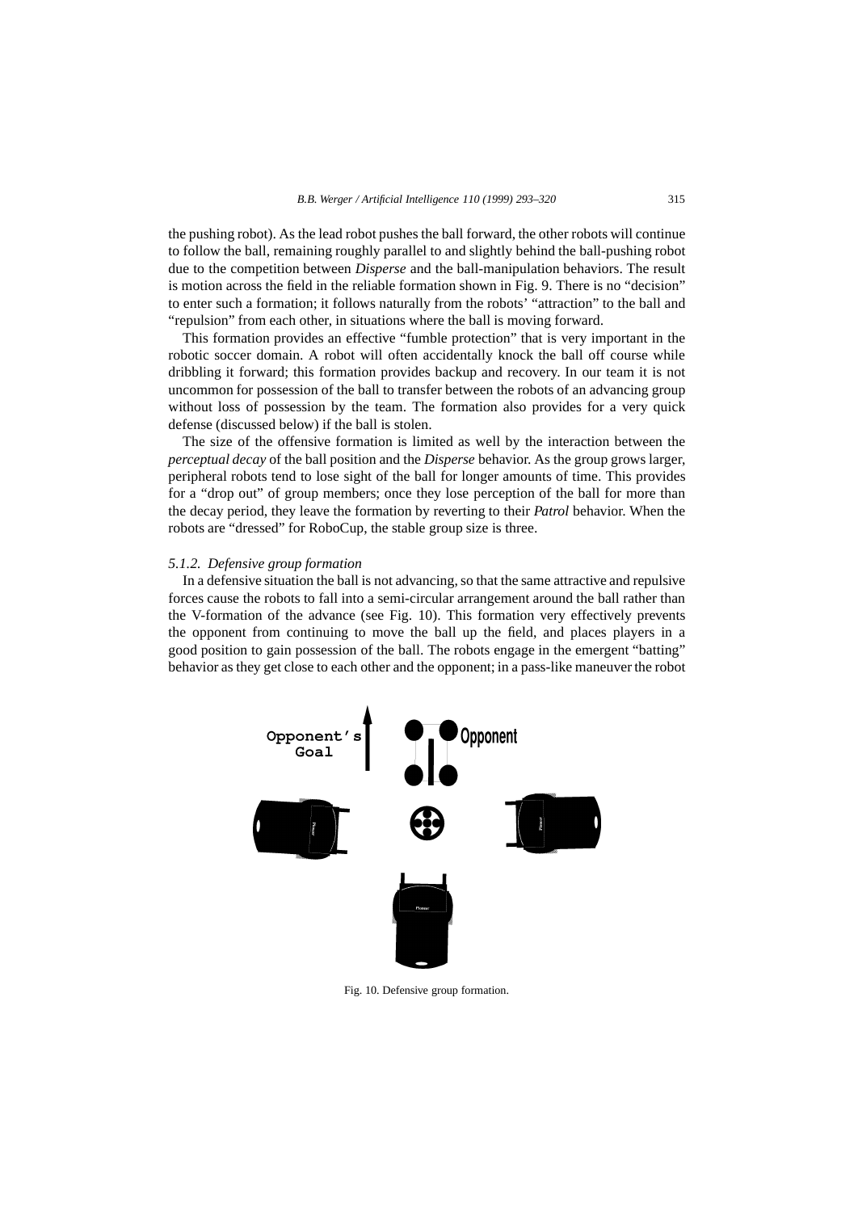the pushing robot). As the lead robot pushes the ball forward, the other robots will continue to follow the ball, remaining roughly parallel to and slightly behind the ball-pushing robot due to the competition between *Disperse* and the ball-manipulation behaviors. The result is motion across the field in the reliable formation shown in Fig. 9. There is no "decision" to enter such a formation; it follows naturally from the robots' "attraction" to the ball and "repulsion" from each other, in situations where the ball is moving forward.

This formation provides an effective "fumble protection" that is very important in the robotic soccer domain. A robot will often accidentally knock the ball off course while dribbling it forward; this formation provides backup and recovery. In our team it is not uncommon for possession of the ball to transfer between the robots of an advancing group without loss of possession by the team. The formation also provides for a very quick defense (discussed below) if the ball is stolen.

The size of the offensive formation is limited as well by the interaction between the *perceptual decay* of the ball position and the *Disperse* behavior. As the group grows larger, peripheral robots tend to lose sight of the ball for longer amounts of time. This provides for a "drop out" of group members; once they lose perception of the ball for more than the decay period, they leave the formation by reverting to their *Patrol* behavior. When the robots are "dressed" for RoboCup, the stable group size is three.

### *5.1.2. Defensive group formation*

In a defensive situation the ball is not advancing, so that the same attractive and repulsive forces cause the robots to fall into a semi-circular arrangement around the ball rather than the V-formation of the advance (see Fig. 10). This formation very effectively prevents the opponent from continuing to move the ball up the field, and places players in a good position to gain possession of the ball. The robots engage in the emergent "batting" behavior as they get close to each other and the opponent; in a pass-like maneuver the robot

Fig. 10. Defensive group formation.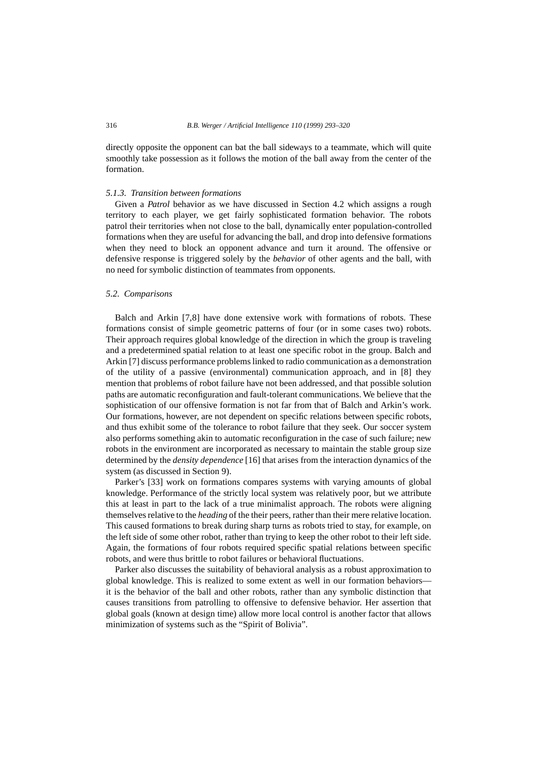directly opposite the opponent can bat the ball sideways to a teammate, which will quite smoothly take possession as it follows the motion of the ball away from the center of the formation.

#### *5.1.3. Transition between formations*

Given a *Patrol* behavior as we have discussed in Section 4.2 which assigns a rough territory to each player, we get fairly sophisticated formation behavior. The robots patrol their territories when not close to the ball, dynamically enter population-controlled formations when they are useful for advancing the ball, and drop into defensive formations when they need to block an opponent advance and turn it around. The offensive or defensive response is triggered solely by the *behavior* of other agents and the ball, with no need for symbolic distinction of teammates from opponents.

### *5.2. Comparisons*

Balch and Arkin [7,8] have done extensive work with formations of robots. These formations consist of simple geometric patterns of four (or in some cases two) robots. Their approach requires global knowledge of the direction in which the group is traveling and a predetermined spatial relation to at least one specific robot in the group. Balch and Arkin [7] discuss performance problems linked to radio communication as a demonstration of the utility of a passive (environmental) communication approach, and in [8] they mention that problems of robot failure have not been addressed, and that possible solution paths are automatic reconfiguration and fault-tolerant communications. We believe that the sophistication of our offensive formation is not far from that of Balch and Arkin's work. Our formations, however, are not dependent on specific relations between specific robots, and thus exhibit some of the tolerance to robot failure that they seek. Our soccer system also performs something akin to automatic reconfiguration in the case of such failure; new robots in the environment are incorporated as necessary to maintain the stable group size determined by the *density dependence* [16] that arises from the interaction dynamics of the system (as discussed in Section 9).

Parker's [33] work on formations compares systems with varying amounts of global knowledge. Performance of the strictly local system was relatively poor, but we attribute this at least in part to the lack of a true minimalist approach. The robots were aligning themselves relative to the *heading* of the their peers, rather than their mere relative location. This caused formations to break during sharp turns as robots tried to stay, for example, on the left side of some other robot, rather than trying to keep the other robot to their left side. Again, the formations of four robots required specific spatial relations between specific robots, and were thus brittle to robot failures or behavioral fluctuations.

Parker also discusses the suitability of behavioral analysis as a robust approximation to global knowledge. This is realized to some extent as well in our formation behaviors—it is the behavior of the ball and other robots, rather than any symbolic distinction that causes transitions from patrolling to offensive to defensive behavior. Her assertion that global goals (known at design time) allow more local control is another factor that allows minimization of systems such as the "Spirit of Bolivia".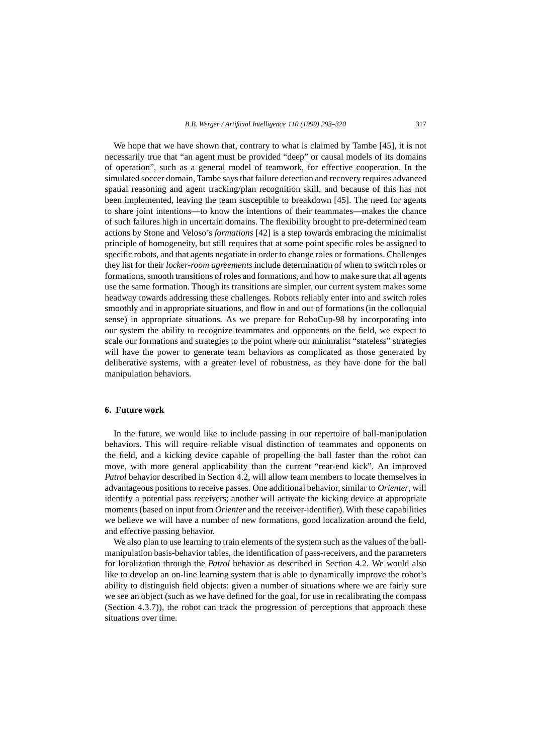We hope that we have shown that, contrary to what is claimed by Tambe [45], it is not necessarily true that "an agent must be provided "deep" or causal models of its domains of operation", such as a general model of teamwork, for effective cooperation. In the simulated soccer domain, Tambe says that failure detection and recovery requires advanced spatial reasoning and agent tracking/plan recognition skill, and because of this has not been implemented, leaving the team susceptible to breakdown [45]. The need for agents to share joint intentions—to know the intentions of their teammates—makes the chance of such failures high in uncertain domains. The flexibility brought to pre-determined team actions by Stone and Veloso's *formations* [42] is a step towards embracing the minimalist principle of homogeneity, but still requires that at some point specific roles be assigned to specific robots, and that agents negotiate in order to change roles or formations. Challenges they list for their *locker-room agreements* include determination of when to switch roles or formations, smooth transitions of roles and formations, and how to make sure that all agents use the same formation. Though its transitions are simpler, our current system makes some headway towards addressing these challenges. Robots reliably enter into and switch roles smoothly and in appropriate situations, and flow in and out of formations (in the colloquial sense) in appropriate situations. As we prepare for RoboCup-98 by incorporating into our system the ability to recognize teammates and opponents on the field, we expect to scale our formations and strategies to the point where our minimalist "stateless" strategies will have the power to generate team behaviors as complicated as those generated by deliberative systems, with a greater level of robustness, as they have done for the ball manipulation behaviors.

## 6. Future work

In the future, we would like to include passing in our repertoire of ball-manipulation behaviors. This will require reliable visual distinction of teammates and opponents on the field, and a kicking device capable of propelling the ball faster than the robot can move, with more general applicability than the current "rear-end kick". An improved *Patrol* behavior described in Section 4.2, will allow team members to locate themselves in advantageous positions to receive passes. One additional behavior, similar to *Orienter*, will identify a potential pass receivers; another will activate the kicking device at appropriate moments (based on input from *Orienter* and the receiver-identifier). With these capabilities we believe we will have a number of new formations, good localization around the field, and effective passing behavior.

We also plan to use learning to train elements of the system such as the values of the ball-manipulation basis-behavior tables, the identification of pass-receivers, and the parameters for localization through the *Patrol* behavior as described in Section 4.2. We would also like to develop an on-line learning system that is able to dynamically improve the robot's ability to distinguish field objects: given a number of situations where we are fairly sure we see an object (such as we have defined for the goal, for use in recalibrating the compass (Section 4.3.7)), the robot can track the progression of perceptions that approach these situations over time.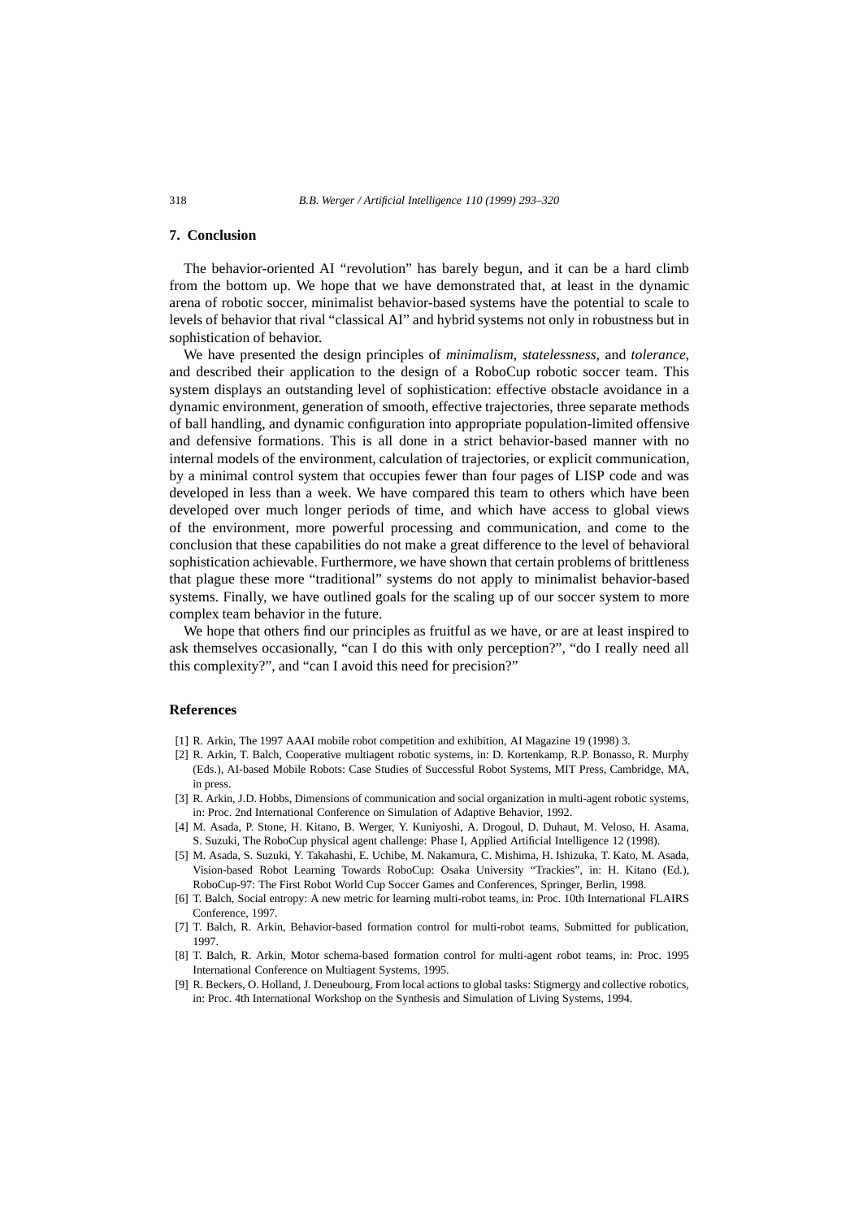## 7. Conclusion

The behavior-oriented AI "revolution" has barely begun, and it can be a hard climb from the bottom up. We hope that we have demonstrated that, at least in the dynamic arena of robotic soccer, minimalist behavior-based systems have the potential to scale to levels of behavior that rival "classical AI" and hybrid systems not only in robustness but in sophistication of behavior.

We have presented the design principles of *minimalism, statelessness,* and *tolerance*, and described their application to the design of a RoboCup robotic soccer team. This system displays an outstanding level of sophistication: effective obstacle avoidance in a dynamic environment, generation of smooth, effective trajectories, three separate methods of ball handling, and dynamic configuration into appropriate population-limited offensive and defensive formations. This is all done in a strict behavior-based manner with no internal models of the environment, calculation of trajectories, or explicit communication, by a minimal control system that occupies fewer than four pages of LISP code and was developed in less than a week. We have compared this team to others which have been developed over much longer periods of time, and which have access to global views of the environment, more powerful processing and communication, and come to the conclusion that these capabilities do not make a great difference to the level of behavioral sophistication achievable. Furthermore, we have shown that certain problems of brittleness that plague these more "traditional" systems do not apply to minimalist behavior-based systems. Finally, we have outlined goals for the scaling up of our soccer system to more complex team behavior in the future.

We hope that others find our principles as fruitful as we have, or are at least inspired to ask themselves occasionally, "can I do this with only perception?", "do I really need all this complexity?", and "can I avoid this need for precision?"

## References

[1] R. Arkin, The 1997 AAAI mobile robot competition and exhibition, AI Magazine 19 (1998) 3.

[2] R. Arkin, T. Balch, Cooperative multiagent robotic systems, in: D. Kortenkamp, R.P. Bonasso, R. Murphy (Eds.), AI-based Mobile Robots: Case Studies of Successful Robot Systems, MIT Press, Cambridge, MA, in press.

[3] R. Arkin, J.D. Hobbs, Dimensions of communication and social organization in multi-agent robotic systems, in: Proc. 2nd International Conference on Simulation of Adaptive Behavior, 1992.

[4] M. Asada, P. Stone, H. Kitano, B. Werger, Y. Kuniyoshi, A. Drogoul, D. Duhaut, M. Veloso, H. Asama, S. Suzuki, The RoboCup physical agent challenge: Phase I, Applied Artificial Intelligence 12 (1998).

[5] M. Asada, S. Suzuki, Y. Takahashi, E. Uchibe, M. Nakamura, C. Mishima, H. Ishizuka, T. Kato, M. Asada, Vision-based Robot Learning Towards RoboCup: Osaka University "Trackies", in: H. Kitano (Ed.), RoboCup-97: The First Robot World Cup Soccer Games and Conferences, Springer, Berlin, 1998.

[6] T. Balch, Social entropy: A new metric for learning multi-robot teams, in: Proc. 10th International FLAIRS Conference, 1997.

[7] T. Balch, R. Arkin, Behavior-based formation control for multi-robot teams, Submitted for publication, 1997.

[8] T. Balch, R. Arkin, Motor schema-based formation control for multi-agent robot teams, in: Proc. 1995 International Conference on Multiagent Systems, 1995.

[9] R. Beckers, O. Holland, J. Deneubourg, From local actions to global tasks: Stigmergy and collective robotics, in: Proc. 4th International Workshop on the Synthesis and Simulation of Living Systems, 1994.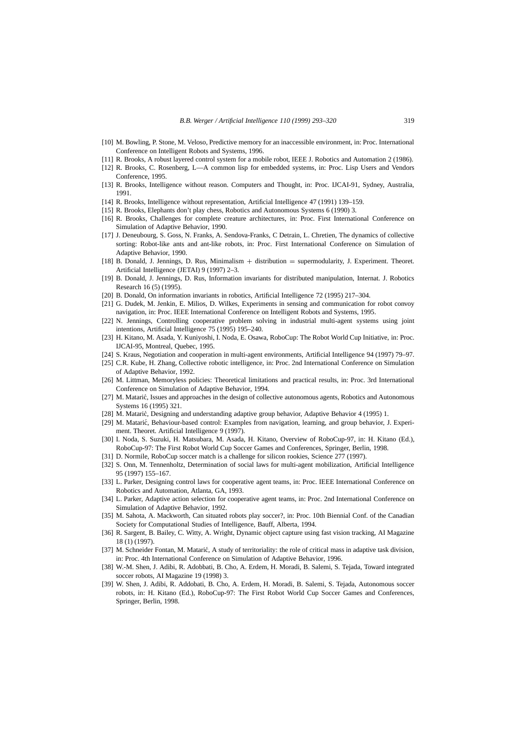[10] M. Bowling, P. Stone, M. Veloso, Predictive memory for an inaccessible environment, in: Proc. International Conference on Intelligent Robots and Systems, 1996.

[11] R. Brooks, A robust layered control system for a mobile robot, IEEE J. Robotics and Automation 2 (1986).

[12] R. Brooks, C. Rosenberg, L—A common lisp for embedded systems, in: Proc. Lisp Users and Vendors Conference, 1995.

[13] R. Brooks, Intelligence without reason. Computers and Thought, in: Proc. IJCAI-91, Sydney, Australia, 1991.

[14] R. Brooks, Intelligence without representation, Artificial Intelligence 47 (1991) 139–159.

[15] R. Brooks, Elephants don't play chess, Robotics and Autonomous Systems 6 (1990) 3.

[16] R. Brooks, Challenges for complete creature architectures, in: Proc. First International Conference on Simulation of Adaptive Behavior, 1990.

[17] J. Deneubourg, S. Goss, N. Franks, A. Sendova-Franks, C Detrain, L. Chretien, The dynamics of collective sorting: Robot-like ants and ant-like robots, in: Proc. First International Conference on Simulation of Adaptive Behavior, 1990.

[18] B. Donald, J. Jennings, D. Rus, Minimalism + distribution = supermodularity, J. Experiment. Theoret. Artificial Intelligence (JETAI) 9 (1997) 2–3.

[19] B. Donald, J. Jennings, D. Rus, Information invariants for distributed manipulation, Internat. J. Robotics Research 16 (5) (1995).

[20] B. Donald, On information invariants in robotics, Artificial Intelligence 72 (1995) 217–304.

[21] G. Dudek, M. Jenkin, E. Milios, D. Wilkes, Experiments in sensing and communication for robot convoy navigation, in: Proc. IEEE International Conference on Intelligent Robots and Systems, 1995.

[22] N. Jennings, Controlling cooperative problem solving in industrial multi-agent systems using joint intentions, Artificial Intelligence 75 (1995) 195–240.

[23] H. Kitano, M. Asada, Y. Kuniyoshi, I. Noda, E. Osawa, RoboCup: The Robot World Cup Initiative, in: Proc. IJCAI-95, Montreal, Quebec, 1995.

[24] S. Kraus, Negotiation and cooperation in multi-agent environments, Artificial Intelligence 94 (1997) 79–97.

[25] C.R. Kube, H. Zhang, Collective robotic intelligence, in: Proc. 2nd International Conference on Simulation of Adaptive Behavior, 1992.

[26] M. Littman, Memoryless policies: Theoretical limitations and practical results, in: Proc. 3rd International Conference on Simulation of Adaptive Behavior, 1994.

[27] M. Matarić, Issues and approaches in the design of collective autonomous agents, Robotics and Autonomous Systems 16 (1995) 321.

[28] M. Matarić, Designing and understanding adaptive group behavior, Adaptive Behavior 4 (1995) 1.

[29] M. Matarić, Behaviour-based control: Examples from navigation, learning, and group behavior, J. Experiment. Theoret. Artificial Intelligence 9 (1997).

[30] I. Noda, S. Suzuki, H. Matsubara, M. Asada, H. Kitano, Overview of RoboCup-97, in: H. Kitano (Ed.), RoboCup-97: The First Robot World Cup Soccer Games and Conferences, Springer, Berlin, 1998.

[31] D. Normile, RoboCup soccer match is a challenge for silicon rookies, Science 277 (1997).

[32] S. Onn, M. Tennenholtz, Determination of social laws for multi-agent mobilization, Artificial Intelligence 95 (1997) 155–167.

[33] L. Parker, Designing control laws for cooperative agent teams, in: Proc. IEEE International Conference on Robotics and Automation, Atlanta, GA, 1993.

[34] L. Parker, Adaptive action selection for cooperative agent teams, in: Proc. 2nd International Conference on Simulation of Adaptive Behavior, 1992.

[35] M. Sahota, A. Mackworth, Can situated robots play soccer?, in: Proc. 10th Biennial Conf. of the Canadian Society for Computational Studies of Intelligence, Bauff, Alberta, 1994.

[36] R. Sargent, B. Bailey, C. Witty, A. Wright, Dynamic object capture using fast vision tracking, AI Magazine 18 (1) (1997).

[37] M. Schneider Fontan, M. Matarić, A study of territoriality: the role of critical mass in adaptive task division, in: Proc. 4th International Conference on Simulation of Adaptive Behavior, 1996.

[38] W.-M. Shen, J. Adibi, R. Adobbati, B. Cho, A. Erdem, H. Moradi, B. Salemi, S. Tejada, Toward integrated soccer robots, AI Magazine 19 (1998) 3.

[39] W. Shen, J. Adibi, R. Addobati, B. Cho, A. Erdem, H. Moradi, B. Salemi, S. Tejada, Autonomous soccer robots, in: H. Kitano (Ed.), RoboCup-97: The First Robot World Cup Soccer Games and Conferences, Springer, Berlin, 1998.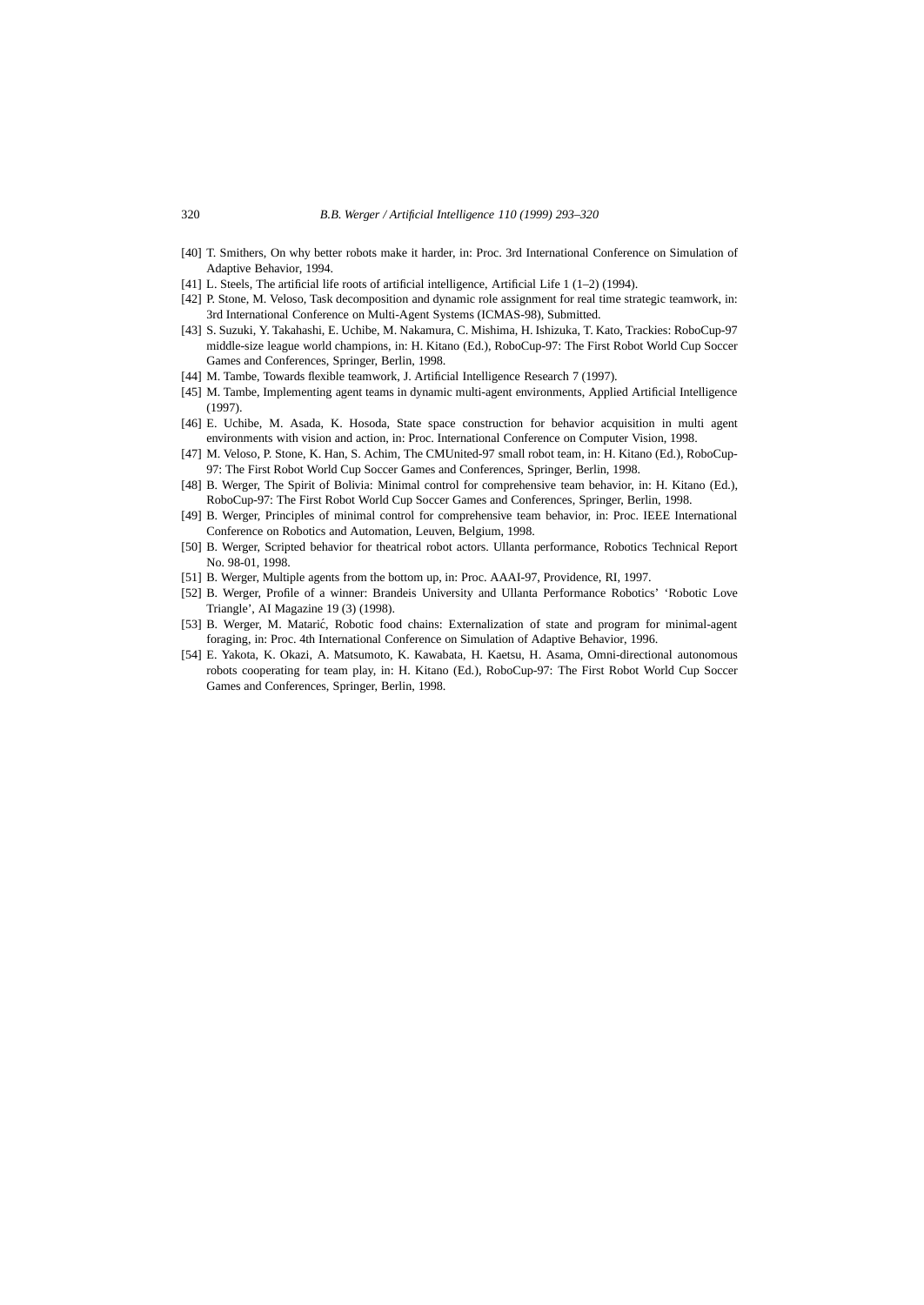[40] T. Smithers, On why better robots make it harder, in: Proc. 3rd International Conference on Simulation of Adaptive Behavior, 1994.

[41] L. Steels, The artificial life roots of artificial intelligence, Artificial Life 1 (1–2) (1994).

[42] P. Stone, M. Veloso, Task decomposition and dynamic role assignment for real time strategic teamwork, in: 3rd International Conference on Multi-Agent Systems (ICMAS-98), Submitted.

[43] S. Suzuki, Y. Takahashi, E. Uchibe, M. Nakamura, C. Mishima, H. Ishizuka, T. Kato, Trackies: RoboCup-97 middle-size league world champions, in: H. Kitano (Ed.), RoboCup-97: The First Robot World Cup Soccer Games and Conferences, Springer, Berlin, 1998.

[44] M. Tambe, Towards flexible teamwork, J. Artificial Intelligence Research 7 (1997).

[45] M. Tambe, Implementing agent teams in dynamic multi-agent environments, Applied Artificial Intelligence (1997).

[46] E. Uchibe, M. Asada, K. Hosoda, State space construction for behavior acquisition in multi agent environments with vision and action, in: Proc. International Conference on Computer Vision, 1998.

[47] M. Veloso, P. Stone, K. Han, S. Achim, The CMUnited-97 small robot team, in: H. Kitano (Ed.), RoboCup-97: The First Robot World Cup Soccer Games and Conferences, Springer, Berlin, 1998.

[48] B. Werger, The Spirit of Bolivia: Minimal control for comprehensive team behavior, in: H. Kitano (Ed.), RoboCup-97: The First Robot World Cup Soccer Games and Conferences, Springer, Berlin, 1998.

[49] B. Werger, Principles of minimal control for comprehensive team behavior, in: Proc. IEEE International Conference on Robotics and Automation, Leuven, Belgium, 1998.

[50] B. Werger, Scripted behavior for theatrical robot actors. Ullanta performance, Robotics Technical Report No. 98-01, 1998.

[51] B. Werger, Multiple agents from the bottom up, in: Proc. AAAI-97, Providence, RI, 1997.

[52] B. Werger, Profile of a winner: Brandeis University and Ullanta Performance Robotics' 'Robotic Love Triangle', AI Magazine 19 (3) (1998).

[53] B. Werger, M. Matarić, Robotic food chains: Externalization of state and program for minimal-agent foraging, in: Proc. 4th International Conference on Simulation of Adaptive Behavior, 1996.

[54] E. Yakota, K. Okazi, A. Matsumoto, K. Kawabata, H. Kaetsu, H. Asama, Omni-directional autonomous robots cooperating for team play, in: H. Kitano (Ed.), RoboCup-97: The First Robot World Cup Soccer Games and Conferences, Springer, Berlin, 1998.